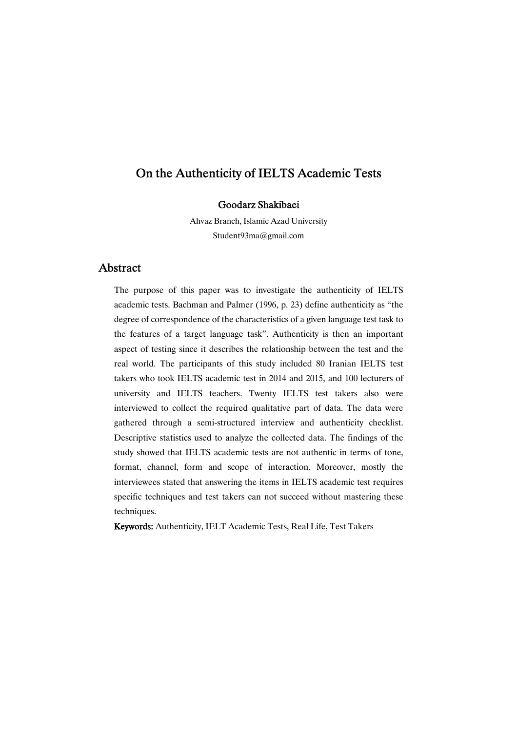# On the Authenticity of IELTS Academic Tests

**Goodarz Shakibaei**

Ahvaz Branch, Islamic Azad University

Student93ma@gmail.com

## Abstract

The purpose of this paper was to investigate the authenticity of IELTS academic tests. Bachman and Palmer (1996, p. 23) define authenticity as "the degree of correspondence of the characteristics of a given language test task to the features of a target language task". Authenticity is then an important aspect of testing since it describes the relationship between the test and the real world. The participants of this study included 80 Iranian IELTS test takers who took IELTS academic test in 2014 and 2015, and 100 lecturers of university and IELTS teachers. Twenty IELTS test takers also were interviewed to collect the required qualitative part of data. The data were gathered through a semi-structured interview and authenticity checklist. Descriptive statistics used to analyze the collected data. The findings of the study showed that IELTS academic tests are not authentic in terms of tone, format, channel, form and scope of interaction. Moreover, mostly the interviewees stated that answering the items in IELTS academic test requires specific techniques and test takers can not succeed without mastering these techniques.

**Keywords:** Authenticity, IELT Academic Tests, Real Life, Test Takers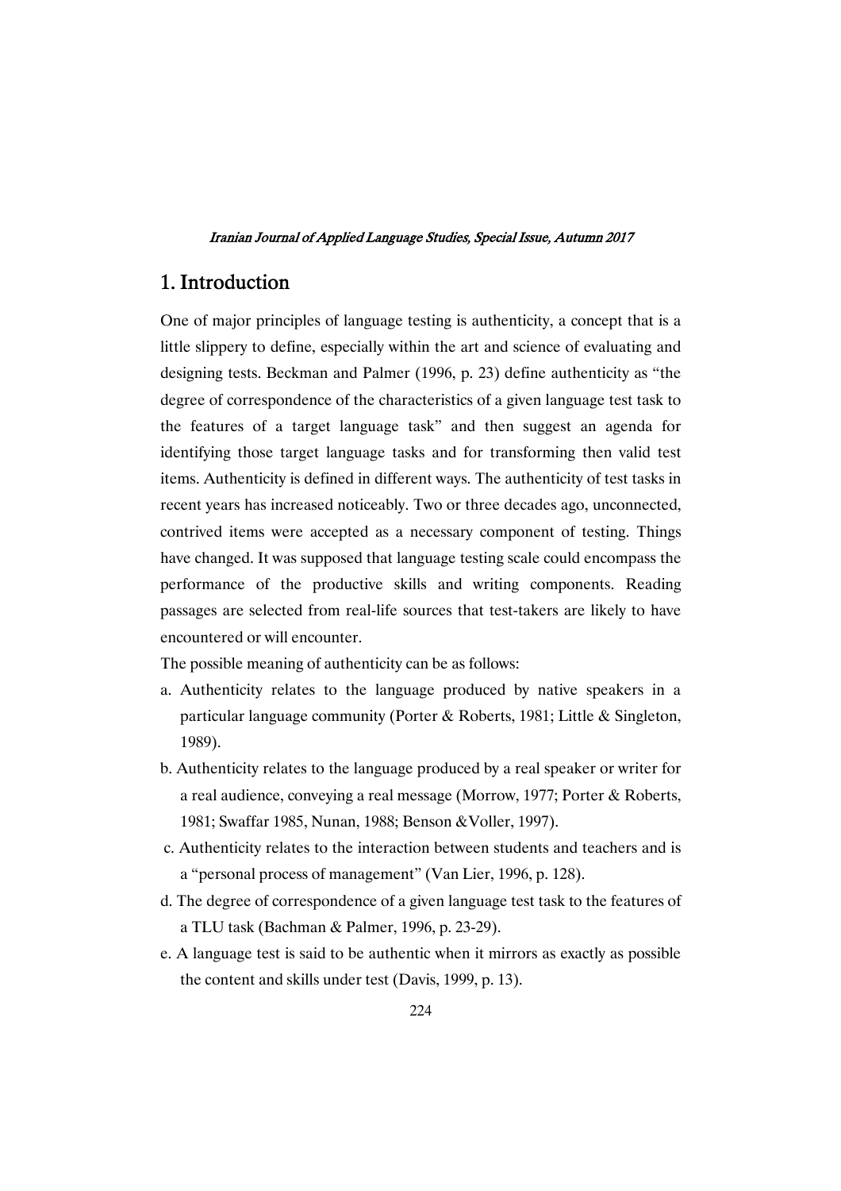## 1. Introduction

One of major principles of language testing is authenticity, a concept that is a little slippery to define, especially within the art and science of evaluating and designing tests. Beckman and Palmer (1996, p. 23) define authenticity as "the degree of correspondence of the characteristics of a given language test task to the features of a target language task" and then suggest an agenda for identifying those target language tasks and for transforming then valid test items. Authenticity is defined in different ways. The authenticity of test tasks in recent years has increased noticeably. Two or three decades ago, unconnected, contrived items were accepted as a necessary component of testing. Things have changed. It was supposed that language testing scale could encompass the performance of the productive skills and writing components. Reading passages are selected from real-life sources that test-takers are likely to have encountered or will encounter.

The possible meaning of authenticity can be as follows:

a. Authenticity relates to the language produced by native speakers in a particular language community (Porter & Roberts, 1981; Little & Singleton, 1989).
b. Authenticity relates to the language produced by a real speaker or writer for a real audience, conveying a real message (Morrow, 1977; Porter & Roberts, 1981; Swaffar 1985, Nunan, 1988; Benson &Voller, 1997).
c. Authenticity relates to the interaction between students and teachers and is a "personal process of management" (Van Lier, 1996, p. 128).
d. The degree of correspondence of a given language test task to the features of a TLU task (Bachman & Palmer, 1996, p. 23-29).
e. A language test is said to be authentic when it mirrors as exactly as possible the content and skills under test (Davis, 1999, p. 13).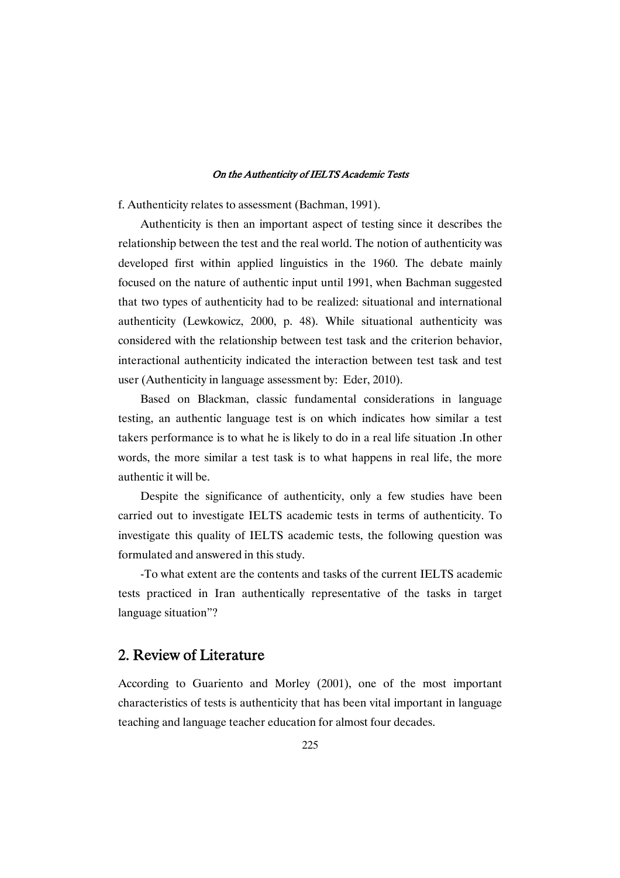f. Authenticity relates to assessment (Bachman, 1991).

Authenticity is then an important aspect of testing since it describes the relationship between the test and the real world. The notion of authenticity was developed first within applied linguistics in the 1960. The debate mainly focused on the nature of authentic input until 1991, when Bachman suggested that two types of authenticity had to be realized: situational and international authenticity (Lewkowicz, 2000, p. 48). While situational authenticity was considered with the relationship between test task and the criterion behavior, interactional authenticity indicated the interaction between test task and test user (Authenticity in language assessment by: Eder, 2010).

Based on Blackman, classic fundamental considerations in language testing, an authentic language test is on which indicates how similar a test takers performance is to what he is likely to do in a real life situation .In other words, the more similar a test task is to what happens in real life, the more authentic it will be.

Despite the significance of authenticity, only a few studies have been carried out to investigate IELTS academic tests in terms of authenticity. To investigate this quality of IELTS academic tests, the following question was formulated and answered in this study.

-To what extent are the contents and tasks of the current IELTS academic tests practiced in Iran authentically representative of the tasks in target language situation"?

## 2. Review of Literature

According to Guariento and Morley (2001), one of the most important characteristics of tests is authenticity that has been vital important in language teaching and language teacher education for almost four decades.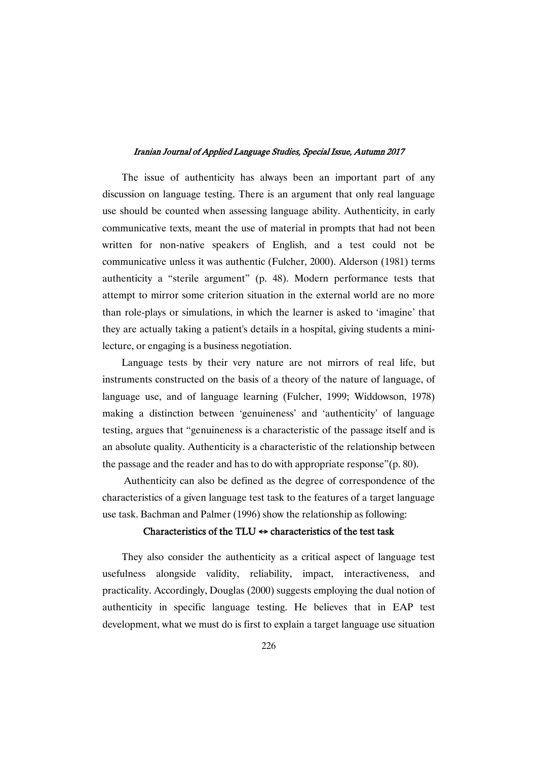The issue of authenticity has always been an important part of any discussion on language testing. There is an argument that only real language use should be counted when assessing language ability. Authenticity, in early communicative texts, meant the use of material in prompts that had not been written for non-native speakers of English, and a test could not be communicative unless it was authentic (Fulcher, 2000). Alderson (1981) terms authenticity a "sterile argument" (p. 48). Modern performance tests that attempt to mirror some criterion situation in the external world are no more than role-plays or simulations, in which the learner is asked to 'imagine' that they are actually taking a patient's details in a hospital, giving students a mini-lecture, or engaging is a business negotiation.

Language tests by their very nature are not mirrors of real life, but instruments constructed on the basis of a theory of the nature of language, of language use, and of language learning (Fulcher, 1999; Widdowson, 1978) making a distinction between 'genuineness' and 'authenticity' of language testing, argues that "genuineness is a characteristic of the passage itself and is an absolute quality. Authenticity is a characteristic of the relationship between the passage and the reader and has to do with appropriate response"(p. 80).

Authenticity can also be defined as the degree of correspondence of the characteristics of a given language test task to the features of a target language use task. Bachman and Palmer (1996) show the relationship as following:

**Characteristics of the TLU ↔ characteristics of the test task**

They also consider the authenticity as a critical aspect of language test usefulness alongside validity, reliability, impact, interactiveness, and practicality. Accordingly, Douglas (2000) suggests employing the dual notion of authenticity in specific language testing. He believes that in EAP test development, what we must do is first to explain a target language use situation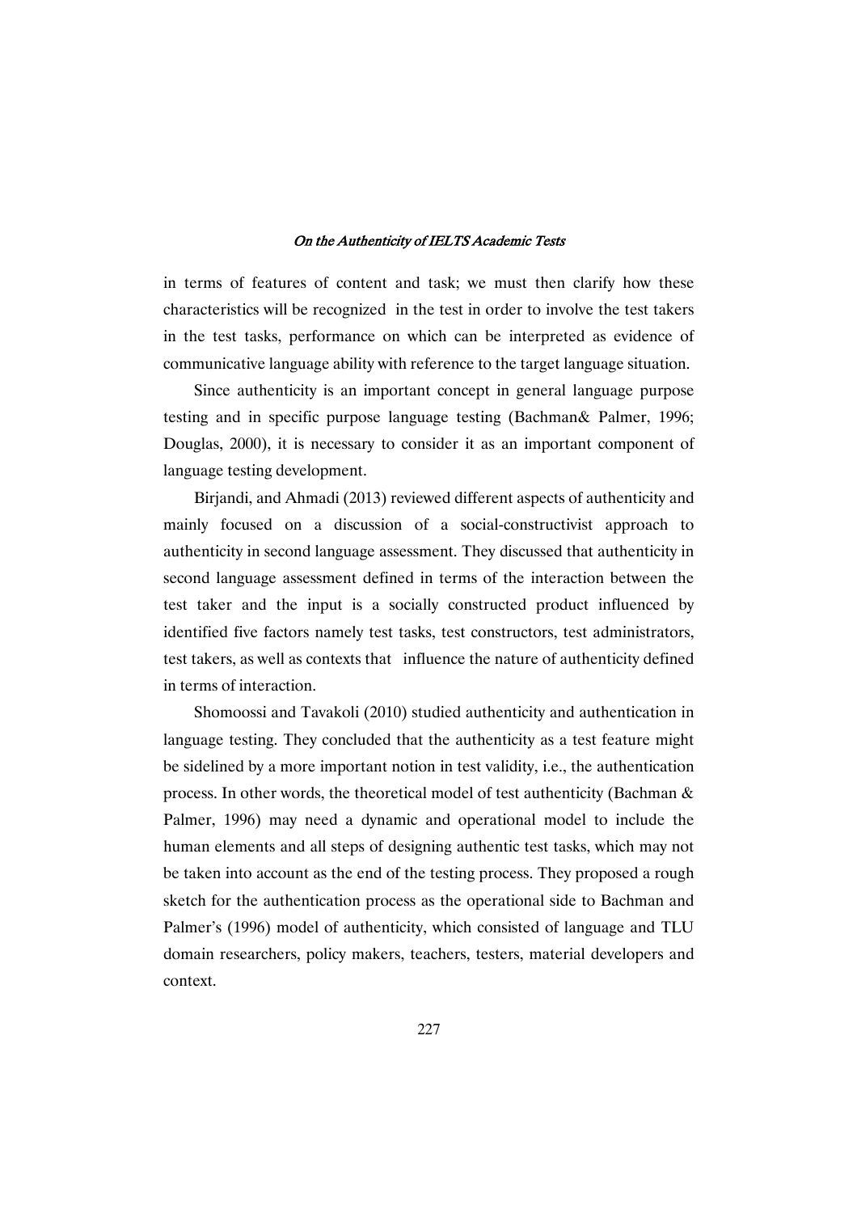in terms of features of content and task; we must then clarify how these characteristics will be recognized in the test in order to involve the test takers in the test tasks, performance on which can be interpreted as evidence of communicative language ability with reference to the target language situation.

Since authenticity is an important concept in general language purpose testing and in specific purpose language testing (Bachman& Palmer, 1996; Douglas, 2000), it is necessary to consider it as an important component of language testing development.

Birjandi, and Ahmadi (2013) reviewed different aspects of authenticity and mainly focused on a discussion of a social-constructivist approach to authenticity in second language assessment. They discussed that authenticity in second language assessment defined in terms of the interaction between the test taker and the input is a socially constructed product influenced by identified five factors namely test tasks, test constructors, test administrators, test takers, as well as contexts that influence the nature of authenticity defined in terms of interaction.

Shomoossi and Tavakoli (2010) studied authenticity and authentication in language testing. They concluded that the authenticity as a test feature might be sidelined by a more important notion in test validity, i.e., the authentication process. In other words, the theoretical model of test authenticity (Bachman & Palmer, 1996) may need a dynamic and operational model to include the human elements and all steps of designing authentic test tasks, which may not be taken into account as the end of the testing process. They proposed a rough sketch for the authentication process as the operational side to Bachman and Palmer's (1996) model of authenticity, which consisted of language and TLU domain researchers, policy makers, teachers, testers, material developers and context.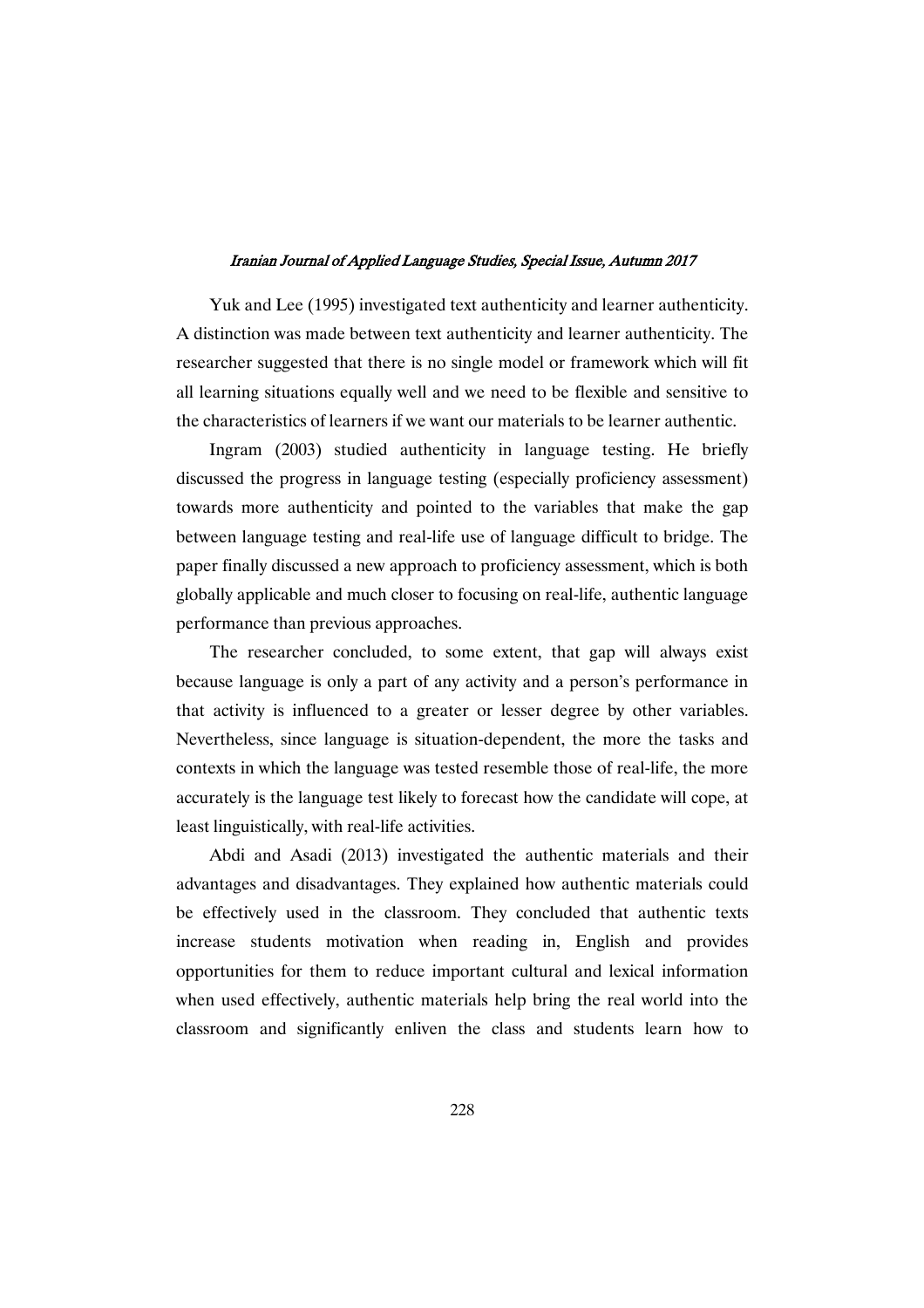Yuk and Lee (1995) investigated text authenticity and learner authenticity. A distinction was made between text authenticity and learner authenticity. The researcher suggested that there is no single model or framework which will fit all learning situations equally well and we need to be flexible and sensitive to the characteristics of learners if we want our materials to be learner authentic.

Ingram (2003) studied authenticity in language testing. He briefly discussed the progress in language testing (especially proficiency assessment) towards more authenticity and pointed to the variables that make the gap between language testing and real-life use of language difficult to bridge. The paper finally discussed a new approach to proficiency assessment, which is both globally applicable and much closer to focusing on real-life, authentic language performance than previous approaches.

The researcher concluded, to some extent, that gap will always exist because language is only a part of any activity and a person's performance in that activity is influenced to a greater or lesser degree by other variables. Nevertheless, since language is situation-dependent, the more the tasks and contexts in which the language was tested resemble those of real-life, the more accurately is the language test likely to forecast how the candidate will cope, at least linguistically, with real-life activities.

Abdi and Asadi (2013) investigated the authentic materials and their advantages and disadvantages. They explained how authentic materials could be effectively used in the classroom. They concluded that authentic texts increase students motivation when reading in, English and provides opportunities for them to reduce important cultural and lexical information when used effectively, authentic materials help bring the real world into the classroom and significantly enliven the class and students learn how to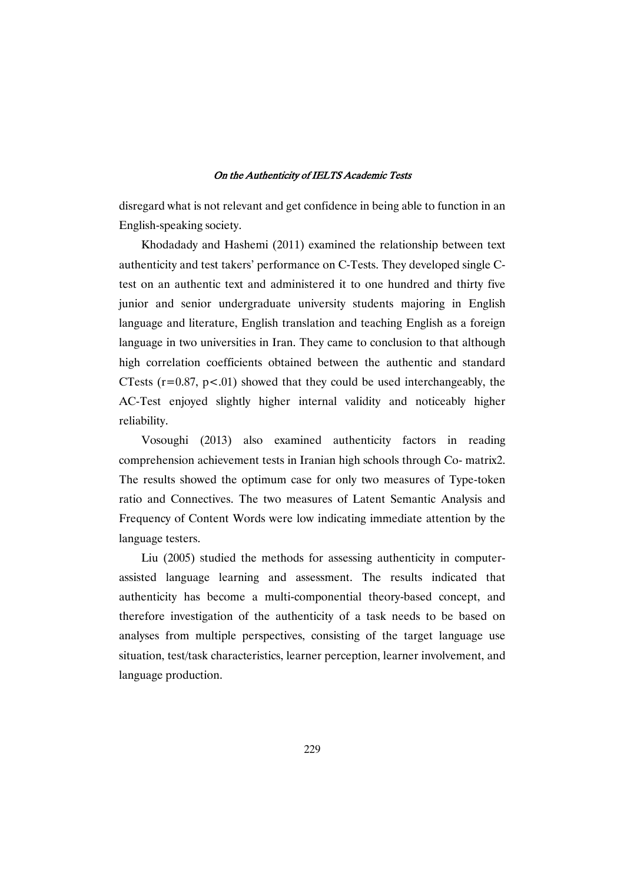disregard what is not relevant and get confidence in being able to function in an English-speaking society.

Khodadady and Hashemi (2011) examined the relationship between text authenticity and test takers' performance on C-Tests. They developed single C-test on an authentic text and administered it to one hundred and thirty five junior and senior undergraduate university students majoring in English language and literature, English translation and teaching English as a foreign language in two universities in Iran. They came to conclusion to that although high correlation coefficients obtained between the authentic and standard CTests ($r=0.87$, $p<.01$) showed that they could be used interchangeably, the AC-Test enjoyed slightly higher internal validity and noticeably higher reliability.

Vosoughi (2013) also examined authenticity factors in reading comprehension achievement tests in Iranian high schools through Co- matrix2. The results showed the optimum case for only two measures of Type-token ratio and Connectives. The two measures of Latent Semantic Analysis and Frequency of Content Words were low indicating immediate attention by the language testers.

Liu (2005) studied the methods for assessing authenticity in computer-assisted language learning and assessment. The results indicated that authenticity has become a multi-componential theory-based concept, and therefore investigation of the authenticity of a task needs to be based on analyses from multiple perspectives, consisting of the target language use situation, test/task characteristics, learner perception, learner involvement, and language production.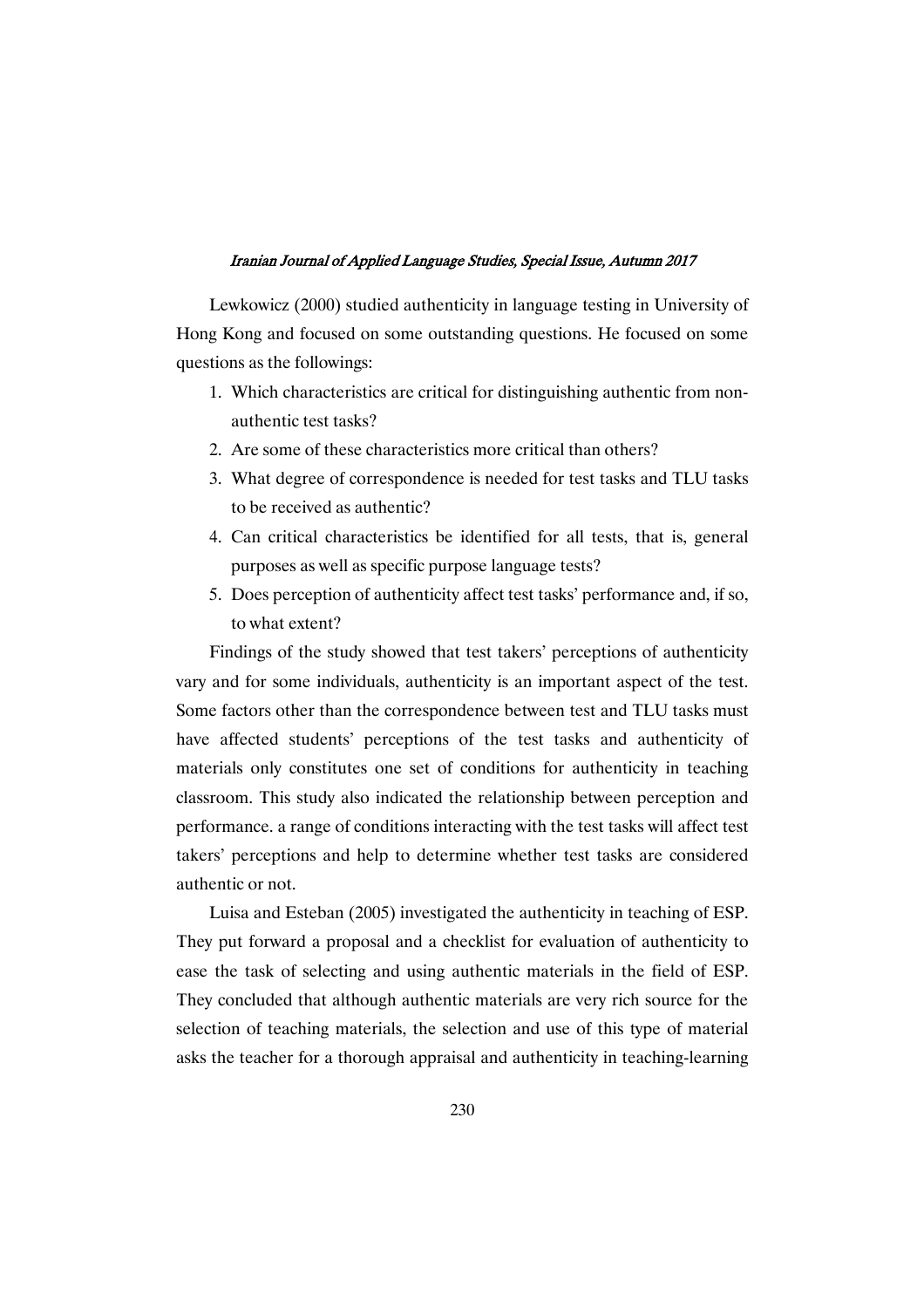Lewkowicz (2000) studied authenticity in language testing in University of Hong Kong and focused on some outstanding questions. He focused on some questions as the followings:

1. Which characteristics are critical for distinguishing authentic from non-authentic test tasks?
2. Are some of these characteristics more critical than others?
3. What degree of correspondence is needed for test tasks and TLU tasks to be received as authentic?
4. Can critical characteristics be identified for all tests, that is, general purposes as well as specific purpose language tests?
5. Does perception of authenticity affect test tasks' performance and, if so, to what extent?

Findings of the study showed that test takers' perceptions of authenticity vary and for some individuals, authenticity is an important aspect of the test. Some factors other than the correspondence between test and TLU tasks must have affected students' perceptions of the test tasks and authenticity of materials only constitutes one set of conditions for authenticity in teaching classroom. This study also indicated the relationship between perception and performance. a range of conditions interacting with the test tasks will affect test takers' perceptions and help to determine whether test tasks are considered authentic or not.

Luisa and Esteban (2005) investigated the authenticity in teaching of ESP. They put forward a proposal and a checklist for evaluation of authenticity to ease the task of selecting and using authentic materials in the field of ESP. They concluded that although authentic materials are very rich source for the selection of teaching materials, the selection and use of this type of material asks the teacher for a thorough appraisal and authenticity in teaching-learning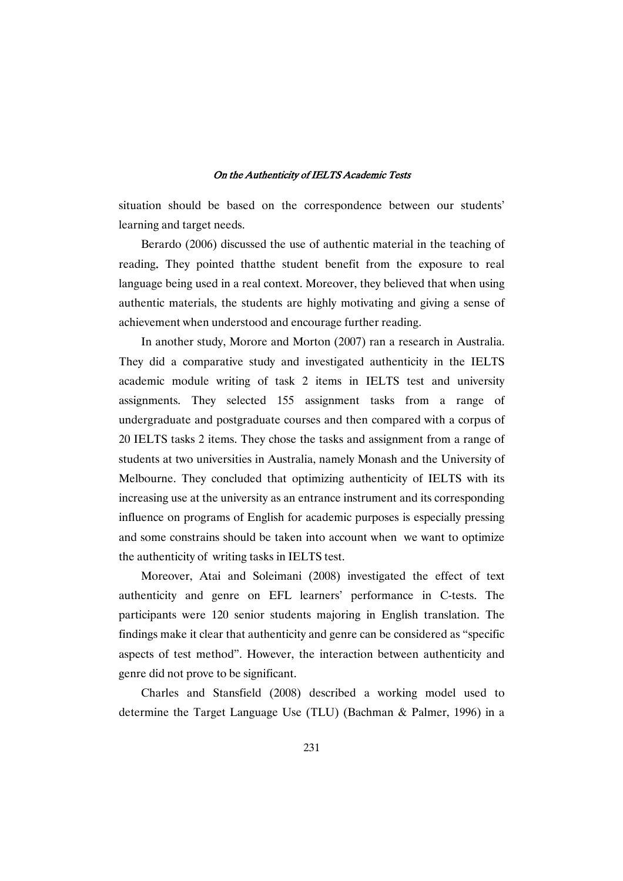situation should be based on the correspondence between our students' learning and target needs.

Berardo (2006) discussed the use of authentic material in the teaching of reading. They pointed thatthe student benefit from the exposure to real language being used in a real context. Moreover, they believed that when using authentic materials, the students are highly motivating and giving a sense of achievement when understood and encourage further reading.

In another study, Morore and Morton (2007) ran a research in Australia. They did a comparative study and investigated authenticity in the IELTS academic module writing of task 2 items in IELTS test and university assignments. They selected 155 assignment tasks from a range of undergraduate and postgraduate courses and then compared with a corpus of 20 IELTS tasks 2 items. They chose the tasks and assignment from a range of students at two universities in Australia, namely Monash and the University of Melbourne. They concluded that optimizing authenticity of IELTS with its increasing use at the university as an entrance instrument and its corresponding influence on programs of English for academic purposes is especially pressing and some constrains should be taken into account when we want to optimize the authenticity of writing tasks in IELTS test.

Moreover, Atai and Soleimani (2008) investigated the effect of text authenticity and genre on EFL learners' performance in C-tests. The participants were 120 senior students majoring in English translation. The findings make it clear that authenticity and genre can be considered as "specific aspects of test method". However, the interaction between authenticity and genre did not prove to be significant.

Charles and Stansfield (2008) described a working model used to determine the Target Language Use (TLU) (Bachman & Palmer, 1996) in a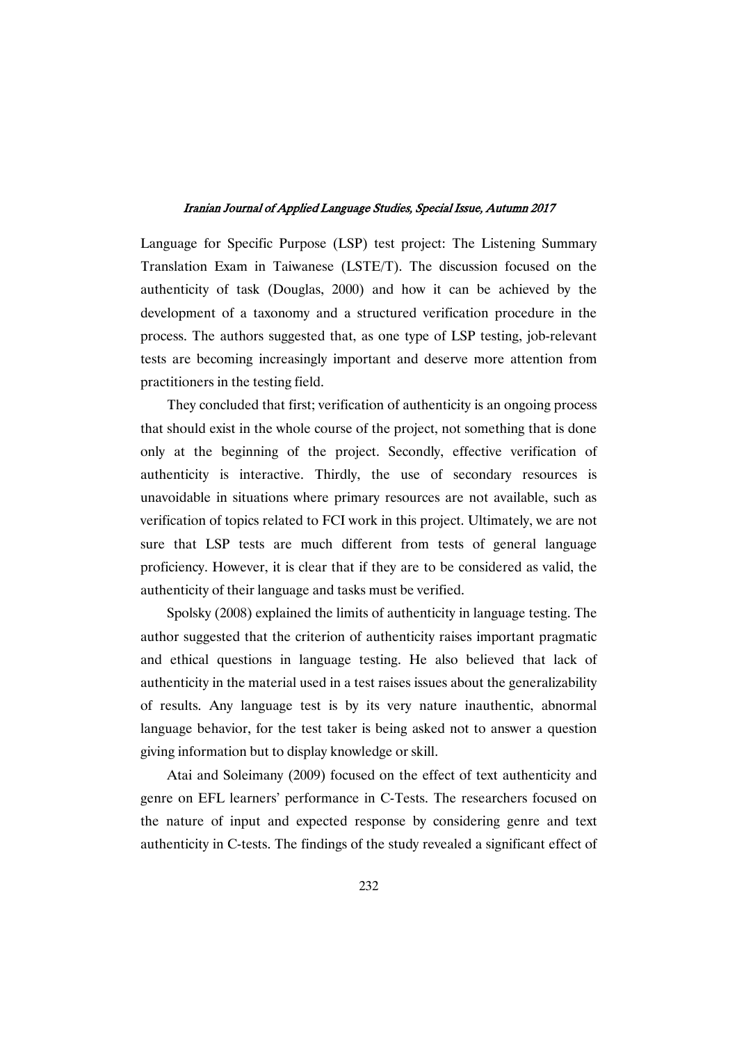Language for Specific Purpose (LSP) test project: The Listening Summary Translation Exam in Taiwanese (LSTE/T). The discussion focused on the authenticity of task (Douglas, 2000) and how it can be achieved by the development of a taxonomy and a structured verification procedure in the process. The authors suggested that, as one type of LSP testing, job-relevant tests are becoming increasingly important and deserve more attention from practitioners in the testing field.

They concluded that first; verification of authenticity is an ongoing process that should exist in the whole course of the project, not something that is done only at the beginning of the project. Secondly, effective verification of authenticity is interactive. Thirdly, the use of secondary resources is unavoidable in situations where primary resources are not available, such as verification of topics related to FCI work in this project. Ultimately, we are not sure that LSP tests are much different from tests of general language proficiency. However, it is clear that if they are to be considered as valid, the authenticity of their language and tasks must be verified.

Spolsky (2008) explained the limits of authenticity in language testing. The author suggested that the criterion of authenticity raises important pragmatic and ethical questions in language testing. He also believed that lack of authenticity in the material used in a test raises issues about the generalizability of results. Any language test is by its very nature inauthentic, abnormal language behavior, for the test taker is being asked not to answer a question giving information but to display knowledge or skill.

Atai and Soleimany (2009) focused on the effect of text authenticity and genre on EFL learners' performance in C-Tests. The researchers focused on the nature of input and expected response by considering genre and text authenticity in C-tests. The findings of the study revealed a significant effect of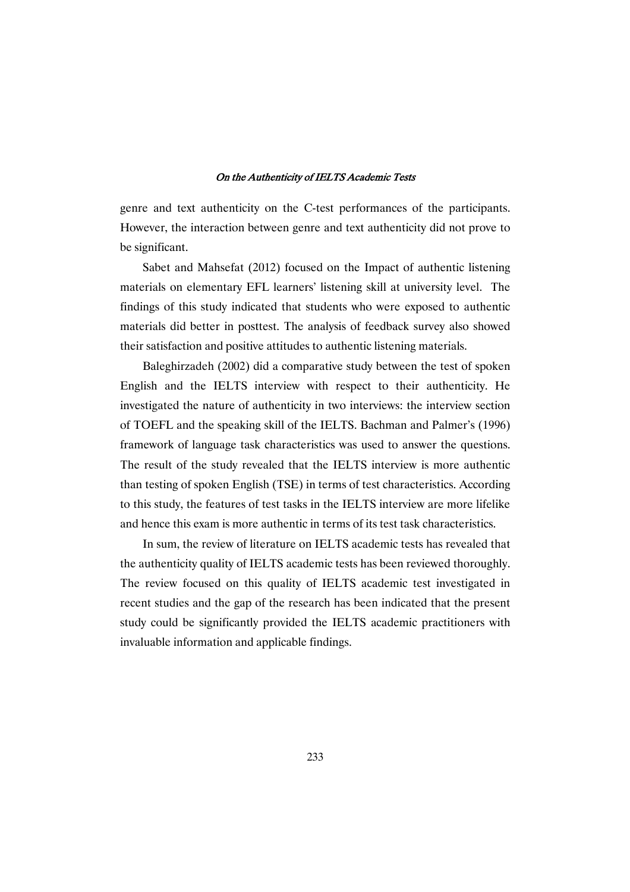genre and text authenticity on the C-test performances of the participants. However, the interaction between genre and text authenticity did not prove to be significant.

Sabet and Mahsefat (2012) focused on the Impact of authentic listening materials on elementary EFL learners' listening skill at university level. The findings of this study indicated that students who were exposed to authentic materials did better in posttest. The analysis of feedback survey also showed their satisfaction and positive attitudes to authentic listening materials.

Baleghirzadeh (2002) did a comparative study between the test of spoken English and the IELTS interview with respect to their authenticity. He investigated the nature of authenticity in two interviews: the interview section of TOEFL and the speaking skill of the IELTS. Bachman and Palmer's (1996) framework of language task characteristics was used to answer the questions. The result of the study revealed that the IELTS interview is more authentic than testing of spoken English (TSE) in terms of test characteristics. According to this study, the features of test tasks in the IELTS interview are more lifelike and hence this exam is more authentic in terms of its test task characteristics.

In sum, the review of literature on IELTS academic tests has revealed that the authenticity quality of IELTS academic tests has been reviewed thoroughly. The review focused on this quality of IELTS academic test investigated in recent studies and the gap of the research has been indicated that the present study could be significantly provided the IELTS academic practitioners with invaluable information and applicable findings.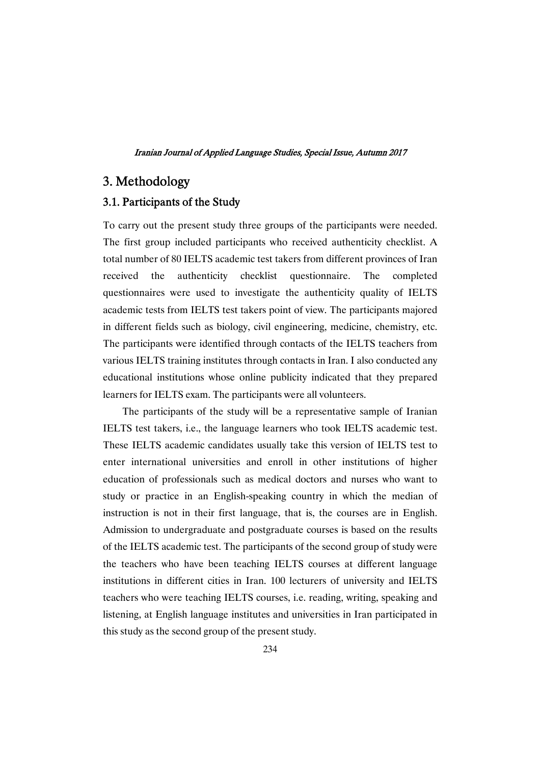## 3. Methodology

### 3.1. Participants of the Study

To carry out the present study three groups of the participants were needed. The first group included participants who received authenticity checklist. A total number of 80 IELTS academic test takers from different provinces of Iran received the authenticity checklist questionnaire. The completed questionnaires were used to investigate the authenticity quality of IELTS academic tests from IELTS test takers point of view. The participants majored in different fields such as biology, civil engineering, medicine, chemistry, etc. The participants were identified through contacts of the IELTS teachers from various IELTS training institutes through contacts in Iran. I also conducted any educational institutions whose online publicity indicated that they prepared learners for IELTS exam. The participants were all volunteers.

The participants of the study will be a representative sample of Iranian IELTS test takers, i.e., the language learners who took IELTS academic test. These IELTS academic candidates usually take this version of IELTS test to enter international universities and enroll in other institutions of higher education of professionals such as medical doctors and nurses who want to study or practice in an English-speaking country in which the median of instruction is not in their first language, that is, the courses are in English. Admission to undergraduate and postgraduate courses is based on the results of the IELTS academic test. The participants of the second group of study were the teachers who have been teaching IELTS courses at different language institutions in different cities in Iran. 100 lecturers of university and IELTS teachers who were teaching IELTS courses, i.e. reading, writing, speaking and listening, at English language institutes and universities in Iran participated in this study as the second group of the present study.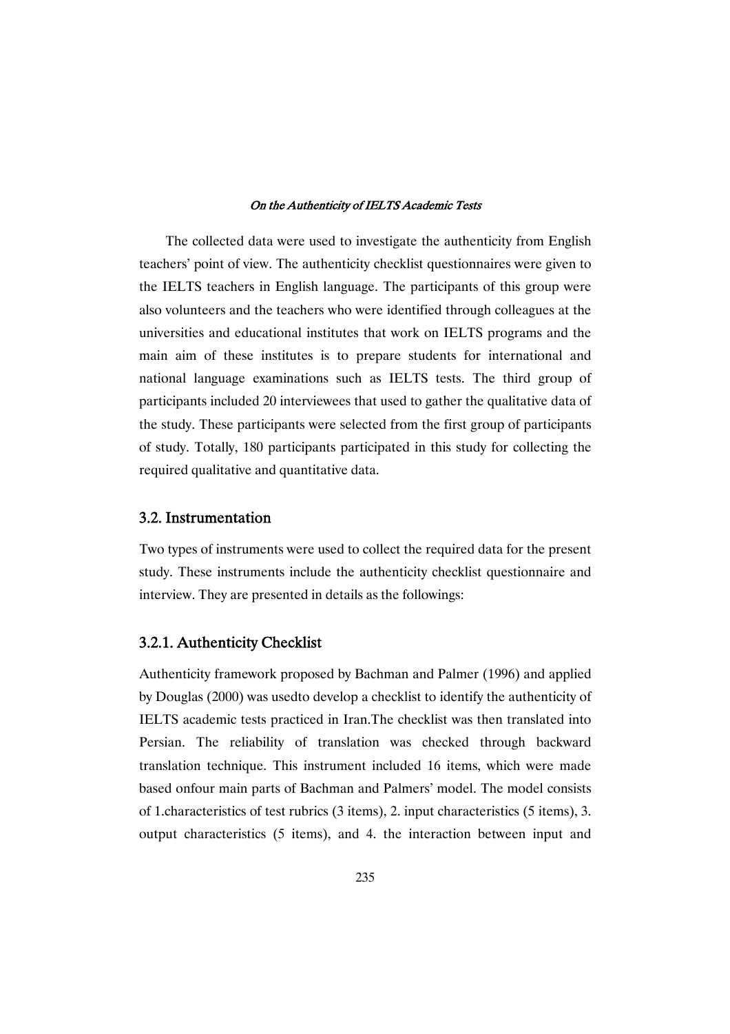The collected data were used to investigate the authenticity from English teachers' point of view. The authenticity checklist questionnaires were given to the IELTS teachers in English language. The participants of this group were also volunteers and the teachers who were identified through colleagues at the universities and educational institutes that work on IELTS programs and the main aim of these institutes is to prepare students for international and national language examinations such as IELTS tests. The third group of participants included 20 interviewees that used to gather the qualitative data of the study. These participants were selected from the first group of participants of study. Totally, 180 participants participated in this study for collecting the required qualitative and quantitative data.

## 3.2. Instrumentation

Two types of instruments were used to collect the required data for the present study. These instruments include the authenticity checklist questionnaire and interview. They are presented in details as the followings:

### 3.2.1. Authenticity Checklist

Authenticity framework proposed by Bachman and Palmer (1996) and applied by Douglas (2000) was usedto develop a checklist to identify the authenticity of IELTS academic tests practiced in Iran.The checklist was then translated into Persian. The reliability of translation was checked through backward translation technique. This instrument included 16 items, which were made based onfour main parts of Bachman and Palmers' model. The model consists of 1.characteristics of test rubrics (3 items), 2. input characteristics (5 items), 3. output characteristics (5 items), and 4. the interaction between input and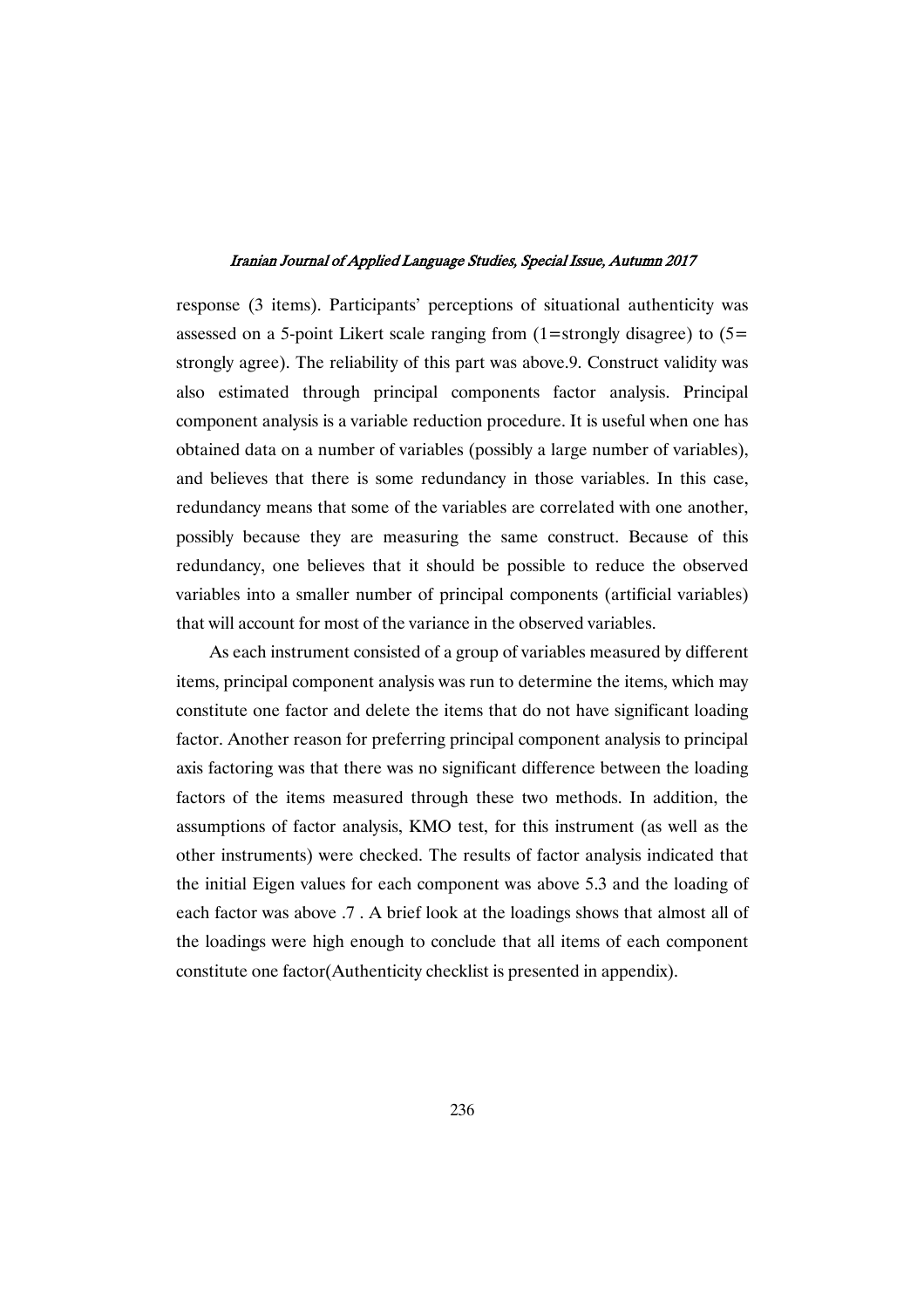response (3 items). Participants' perceptions of situational authenticity was assessed on a 5-point Likert scale ranging from (1=strongly disagree) to (5= strongly agree). The reliability of this part was above.9. Construct validity was also estimated through principal components factor analysis. Principal component analysis is a variable reduction procedure. It is useful when one has obtained data on a number of variables (possibly a large number of variables), and believes that there is some redundancy in those variables. In this case, redundancy means that some of the variables are correlated with one another, possibly because they are measuring the same construct. Because of this redundancy, one believes that it should be possible to reduce the observed variables into a smaller number of principal components (artificial variables) that will account for most of the variance in the observed variables.

As each instrument consisted of a group of variables measured by different items, principal component analysis was run to determine the items, which may constitute one factor and delete the items that do not have significant loading factor. Another reason for preferring principal component analysis to principal axis factoring was that there was no significant difference between the loading factors of the items measured through these two methods. In addition, the assumptions of factor analysis, KMO test, for this instrument (as well as the other instruments) were checked. The results of factor analysis indicated that the initial Eigen values for each component was above 5.3 and the loading of each factor was above .7 . A brief look at the loadings shows that almost all of the loadings were high enough to conclude that all items of each component constitute one factor(Authenticity checklist is presented in appendix).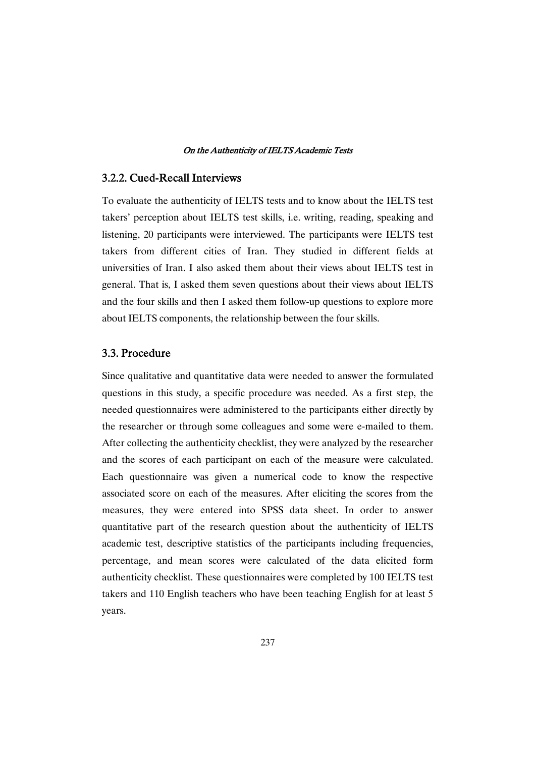### 3.2.2. Cued-Recall Interviews

To evaluate the authenticity of IELTS tests and to know about the IELTS test takers' perception about IELTS test skills, i.e. writing, reading, speaking and listening, 20 participants were interviewed. The participants were IELTS test takers from different cities of Iran. They studied in different fields at universities of Iran. I also asked them about their views about IELTS test in general. That is, I asked them seven questions about their views about IELTS and the four skills and then I asked them follow-up questions to explore more about IELTS components, the relationship between the four skills.

## 3.3. Procedure

Since qualitative and quantitative data were needed to answer the formulated questions in this study, a specific procedure was needed. As a first step, the needed questionnaires were administered to the participants either directly by the researcher or through some colleagues and some were e-mailed to them. After collecting the authenticity checklist, they were analyzed by the researcher and the scores of each participant on each of the measure were calculated. Each questionnaire was given a numerical code to know the respective associated score on each of the measures. After eliciting the scores from the measures, they were entered into SPSS data sheet. In order to answer quantitative part of the research question about the authenticity of IELTS academic test, descriptive statistics of the participants including frequencies, percentage, and mean scores were calculated of the data elicited form authenticity checklist. These questionnaires were completed by 100 IELTS test takers and 110 English teachers who have been teaching English for at least 5 years.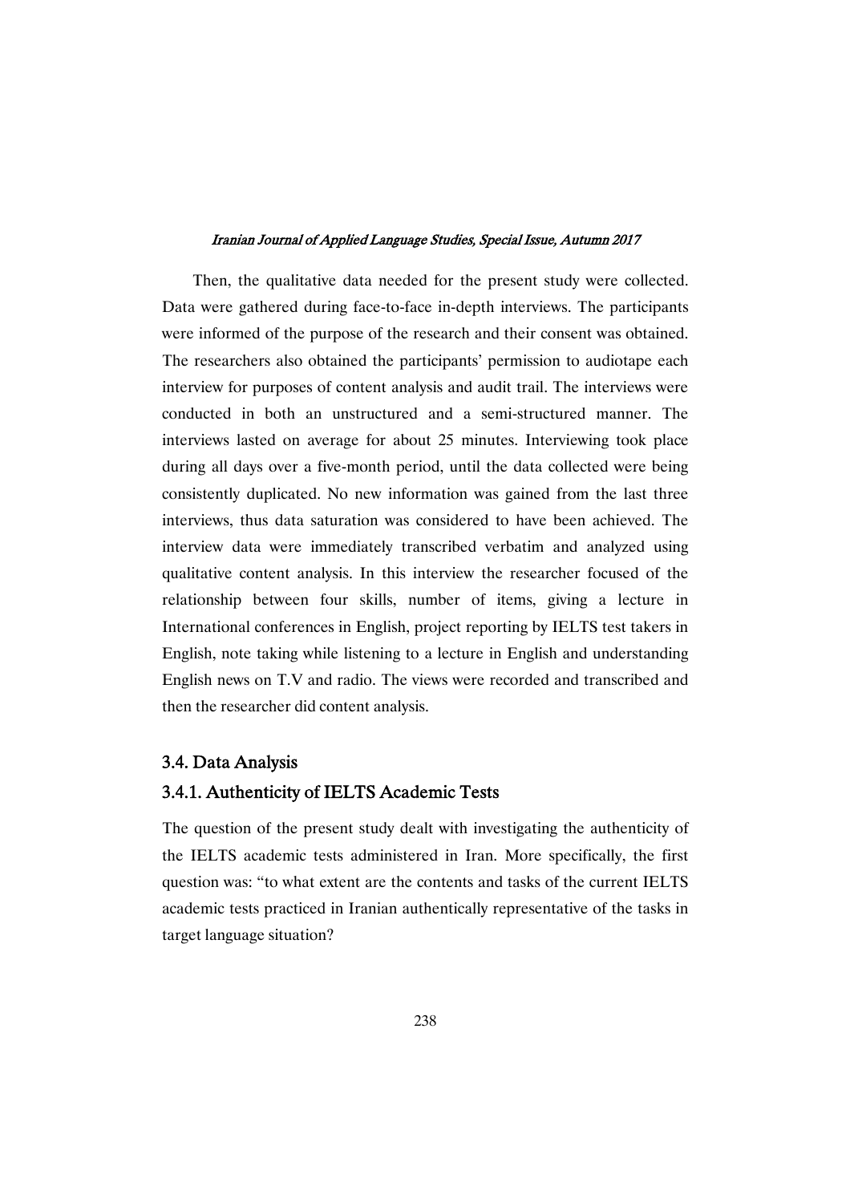Then, the qualitative data needed for the present study were collected. Data were gathered during face-to-face in-depth interviews. The participants were informed of the purpose of the research and their consent was obtained. The researchers also obtained the participants' permission to audiotape each interview for purposes of content analysis and audit trail. The interviews were conducted in both an unstructured and a semi-structured manner. The interviews lasted on average for about 25 minutes. Interviewing took place during all days over a five-month period, until the data collected were being consistently duplicated. No new information was gained from the last three interviews, thus data saturation was considered to have been achieved. The interview data were immediately transcribed verbatim and analyzed using qualitative content analysis. In this interview the researcher focused of the relationship between four skills, number of items, giving a lecture in International conferences in English, project reporting by IELTS test takers in English, note taking while listening to a lecture in English and understanding English news on T.V and radio. The views were recorded and transcribed and then the researcher did content analysis.

## 3.4. Data Analysis

### 3.4.1. Authenticity of IELTS Academic Tests

The question of the present study dealt with investigating the authenticity of the IELTS academic tests administered in Iran. More specifically, the first question was: "to what extent are the contents and tasks of the current IELTS academic tests practiced in Iranian authentically representative of the tasks in target language situation?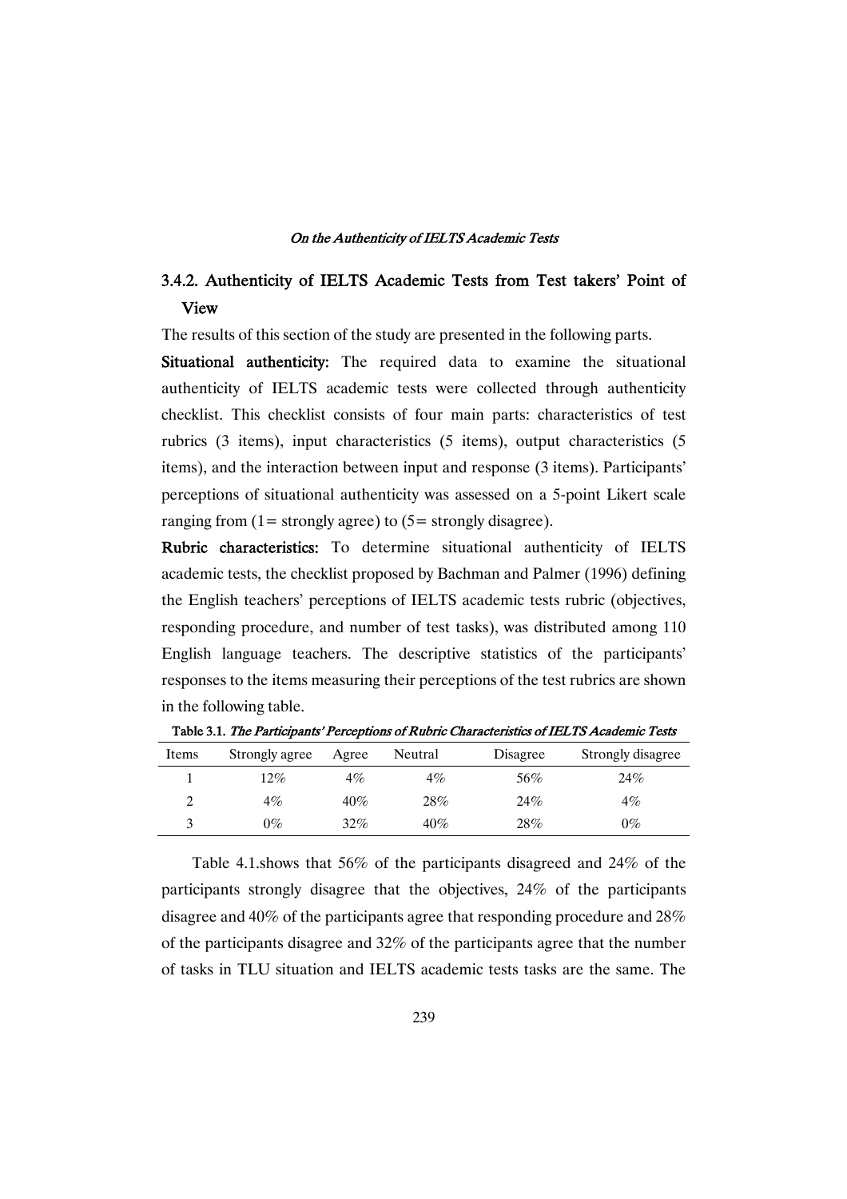### 3.4.2. Authenticity of IELTS Academic Tests from Test takers' Point of View

The results of this section of the study are presented in the following parts.

**Situational authenticity:** The required data to examine the situational authenticity of IELTS academic tests were collected through authenticity checklist. This checklist consists of four main parts: characteristics of test rubrics (3 items), input characteristics (5 items), output characteristics (5 items), and the interaction between input and response (3 items). Participants' perceptions of situational authenticity was assessed on a 5-point Likert scale ranging from (1= strongly agree) to (5= strongly disagree).

**Rubric characteristics:** To determine situational authenticity of IELTS academic tests, the checklist proposed by Bachman and Palmer (1996) defining the English teachers' perceptions of IELTS academic tests rubric (objectives, responding procedure, and number of test tasks), was distributed among 110 English language teachers. The descriptive statistics of the participants' responses to the items measuring their perceptions of the test rubrics are shown in the following table.

**Table 3.1.** *The Participants' Perceptions of Rubric Characteristics of IELTS Academic Tests*

| Items | Strongly agree | Agree | Neutral | Disagree | Strongly disagree |
|---|---|---|---|---|---|
| 1 | 12% | 4% | 4% | 56% | 24% |
| 2 | 4% | 40% | 28% | 24% | 4% |
| 3 | 0% | 32% | 40% | 28% | 0% |

Table 4.1.shows that 56% of the participants disagreed and 24% of the participants strongly disagree that the objectives, 24% of the participants disagree and 40% of the participants agree that responding procedure and 28% of the participants disagree and 32% of the participants agree that the number of tasks in TLU situation and IELTS academic tests tasks are the same. The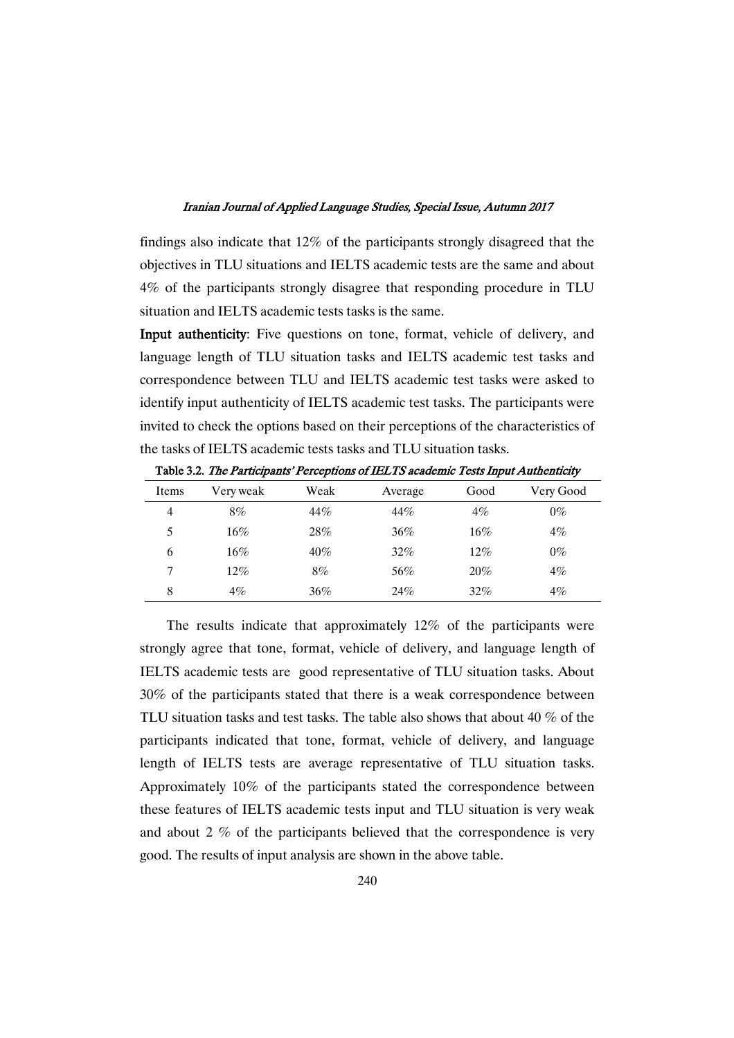findings also indicate that 12% of the participants strongly disagreed that the objectives in TLU situations and IELTS academic tests are the same and about 4% of the participants strongly disagree that responding procedure in TLU situation and IELTS academic tests tasks is the same.

**Input authenticity**: Five questions on tone, format, vehicle of delivery, and language length of TLU situation tasks and IELTS academic test tasks and correspondence between TLU and IELTS academic test tasks were asked to identify input authenticity of IELTS academic test tasks. The participants were invited to check the options based on their perceptions of the characteristics of the tasks of IELTS academic tests tasks and TLU situation tasks.

**Table 3.2.** *The Participants' Perceptions of IELTS academic Tests Input Authenticity*

| Items | Very weak | Weak | Average | Good | Very Good |
|---|---|---|---|---|---|
| 4 | 8% | 44% | 44% | 4% | 0% |
| 5 | 16% | 28% | 36% | 16% | 4% |
| 6 | 16% | 40% | 32% | 12% | 0% |
| 7 | 12% | 8% | 56% | 20% | 4% |
| 8 | 4% | 36% | 24% | 32% | 4% |

The results indicate that approximately 12% of the participants were strongly agree that tone, format, vehicle of delivery, and language length of IELTS academic tests are good representative of TLU situation tasks. About 30% of the participants stated that there is a weak correspondence between TLU situation tasks and test tasks. The table also shows that about 40 % of the participants indicated that tone, format, vehicle of delivery, and language length of IELTS tests are average representative of TLU situation tasks. Approximately 10% of the participants stated the correspondence between these features of IELTS academic tests input and TLU situation is very weak and about 2 % of the participants believed that the correspondence is very good. The results of input analysis are shown in the above table.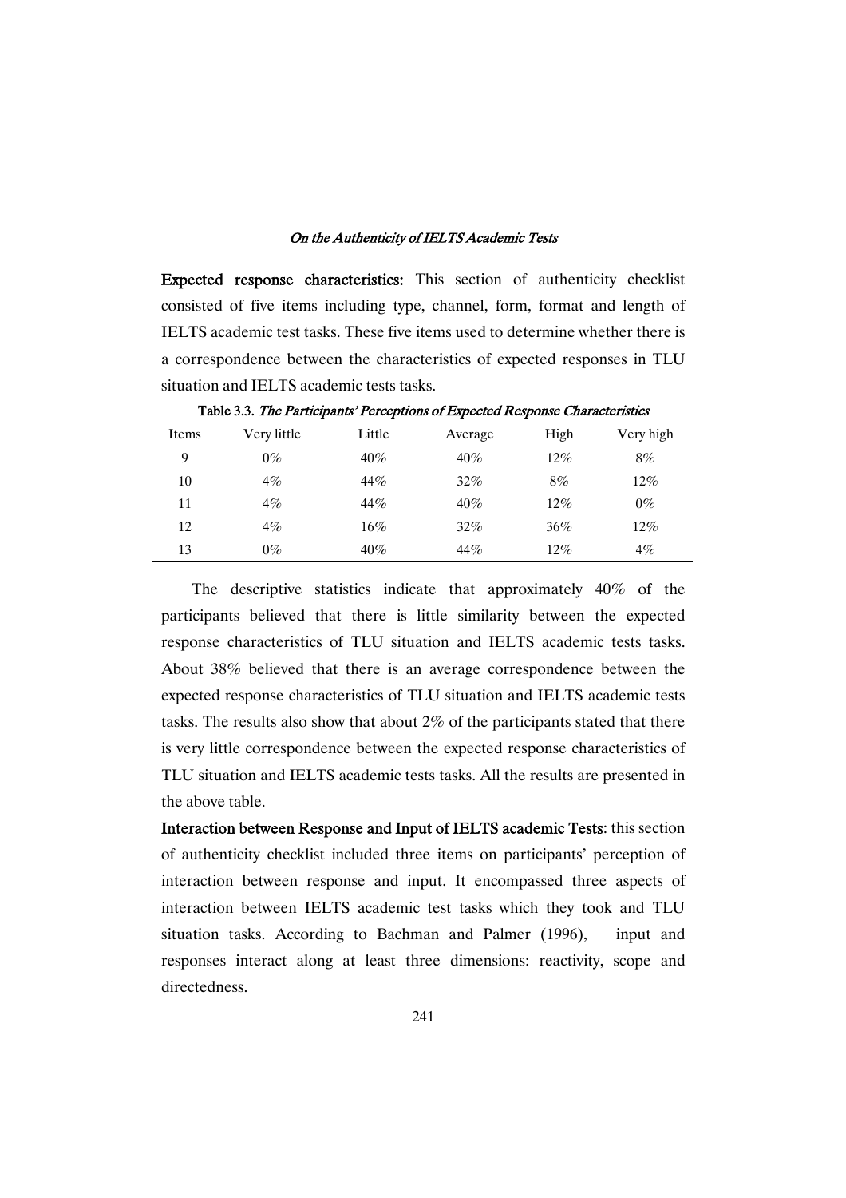**Expected response characteristics:** This section of authenticity checklist consisted of five items including type, channel, form, format and length of IELTS academic test tasks. These five items used to determine whether there is a correspondence between the characteristics of expected responses in TLU situation and IELTS academic tests tasks.

**Table 3.3.** *The Participants' Perceptions of Expected Response Characteristics*

| Items | Very little | Little | Average | High | Very high |
|---|---|---|---|---|---|
| 9 | 0% | 40% | 40% | 12% | 8% |
| 10 | 4% | 44% | 32% | 8% | 12% |
| 11 | 4% | 44% | 40% | 12% | 0% |
| 12 | 4% | 16% | 32% | 36% | 12% |
| 13 | 0% | 40% | 44% | 12% | 4% |

The descriptive statistics indicate that approximately 40% of the participants believed that there is little similarity between the expected response characteristics of TLU situation and IELTS academic tests tasks. About 38% believed that there is an average correspondence between the expected response characteristics of TLU situation and IELTS academic tests tasks. The results also show that about 2% of the participants stated that there is very little correspondence between the expected response characteristics of TLU situation and IELTS academic tests tasks. All the results are presented in the above table.

**Interaction between Response and Input of IELTS academic Tests**: this section of authenticity checklist included three items on participants' perception of interaction between response and input. It encompassed three aspects of interaction between IELTS academic test tasks which they took and TLU situation tasks. According to Bachman and Palmer (1996), input and responses interact along at least three dimensions: reactivity, scope and directedness.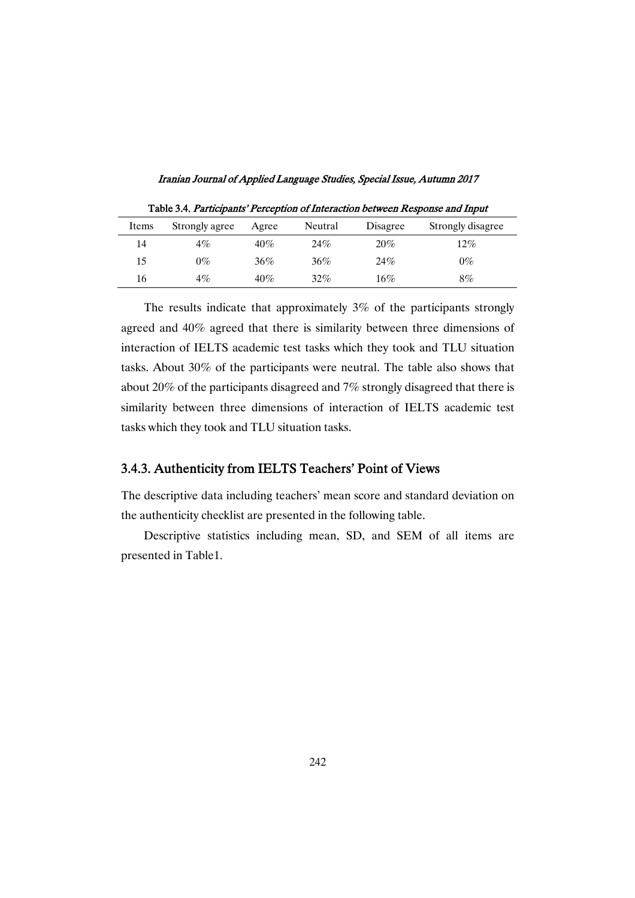Table 3.4. *Participants' Perception of Interaction between Response and Input*

| Items | Strongly agree | Agree | Neutral | Disagree | Strongly disagree |
|---|---|---|---|---|---|
| 14 | 4% | 40% | 24% | 20% | 12% |
| 15 | 0% | 36% | 36% | 24% | 0% |
| 16 | 4% | 40% | 32% | 16% | 8% |

The results indicate that approximately 3% of the participants strongly agreed and 40% agreed that there is similarity between three dimensions of interaction of IELTS academic test tasks which they took and TLU situation tasks. About 30% of the participants were neutral. The table also shows that about 20% of the participants disagreed and 7% strongly disagreed that there is similarity between three dimensions of interaction of IELTS academic test tasks which they took and TLU situation tasks.

### 3.4.3. Authenticity from IELTS Teachers' Point of Views

The descriptive data including teachers' mean score and standard deviation on the authenticity checklist are presented in the following table.

Descriptive statistics including mean, SD, and SEM of all items are presented in Table1.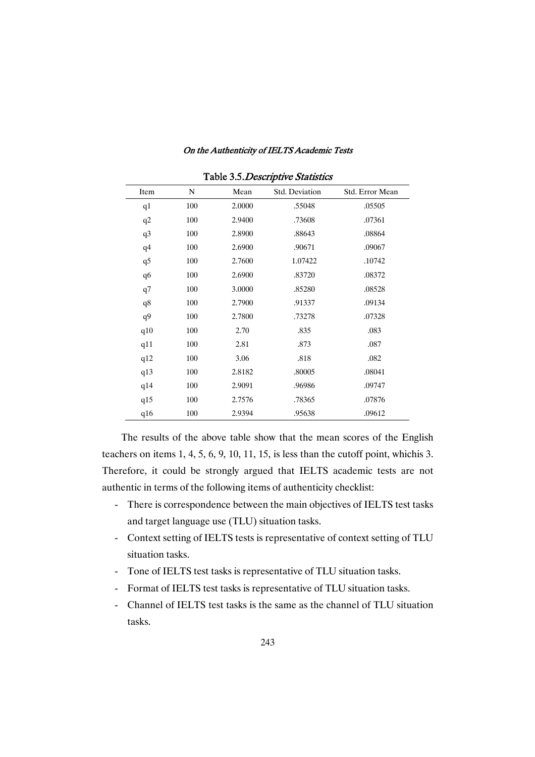Table 3.5. *Descriptive Statistics*

| Item | N | Mean | Std. Deviation | Std. Error Mean |
|---|---|---|---|---|
| q1 | 100 | 2.0000 | .55048 | .05505 |
| q2 | 100 | 2.9400 | .73608 | .07361 |
| q3 | 100 | 2.8900 | .88643 | .08864 |
| q4 | 100 | 2.6900 | .90671 | .09067 |
| q5 | 100 | 2.7600 | 1.07422 | .10742 |
| q6 | 100 | 2.6900 | .83720 | .08372 |
| q7 | 100 | 3.0000 | .85280 | .08528 |
| q8 | 100 | 2.7900 | .91337 | .09134 |
| q9 | 100 | 2.7800 | .73278 | .07328 |
| q10 | 100 | 2.70 | .835 | .083 |
| q11 | 100 | 2.81 | .873 | .087 |
| q12 | 100 | 3.06 | .818 | .082 |
| q13 | 100 | 2.8182 | .80005 | .08041 |
| q14 | 100 | 2.9091 | .96986 | .09747 |
| q15 | 100 | 2.7576 | .78365 | .07876 |
| q16 | 100 | 2.9394 | .95638 | .09612 |

The results of the above table show that the mean scores of the English teachers on items 1, 4, 5, 6, 9, 10, 11, 15, is less than the cutoff point, whichis 3. Therefore, it could be strongly argued that IELTS academic tests are not authentic in terms of the following items of authenticity checklist:

- There is correspondence between the main objectives of IELTS test tasks and target language use (TLU) situation tasks.
- Context setting of IELTS tests is representative of context setting of TLU situation tasks.
- Tone of IELTS test tasks is representative of TLU situation tasks.
- Format of IELTS test tasks is representative of TLU situation tasks.
- Channel of IELTS test tasks is the same as the channel of TLU situation tasks.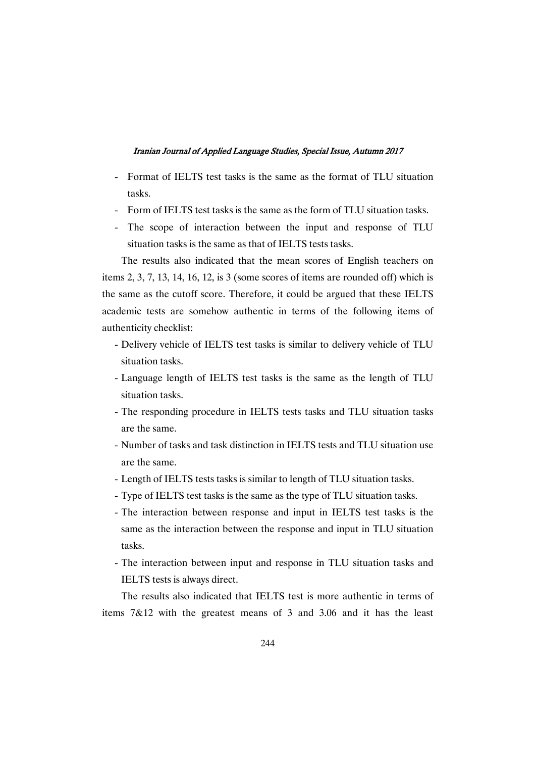- Format of IELTS test tasks is the same as the format of TLU situation tasks.
- Form of IELTS test tasks is the same as the form of TLU situation tasks.
- The scope of interaction between the input and response of TLU situation tasks is the same as that of IELTS tests tasks.

The results also indicated that the mean scores of English teachers on items 2, 3, 7, 13, 14, 16, 12, is 3 (some scores of items are rounded off) which is the same as the cutoff score. Therefore, it could be argued that these IELTS academic tests are somehow authentic in terms of the following items of authenticity checklist:

- Delivery vehicle of IELTS test tasks is similar to delivery vehicle of TLU situation tasks.
- Language length of IELTS test tasks is the same as the length of TLU situation tasks.
- The responding procedure in IELTS tests tasks and TLU situation tasks are the same.
- Number of tasks and task distinction in IELTS tests and TLU situation use are the same.
- Length of IELTS tests tasks is similar to length of TLU situation tasks.
- Type of IELTS test tasks is the same as the type of TLU situation tasks.
- The interaction between response and input in IELTS test tasks is the same as the interaction between the response and input in TLU situation tasks.
- The interaction between input and response in TLU situation tasks and IELTS tests is always direct.

The results also indicated that IELTS test is more authentic in terms of items 7&12 with the greatest means of 3 and 3.06 and it has the least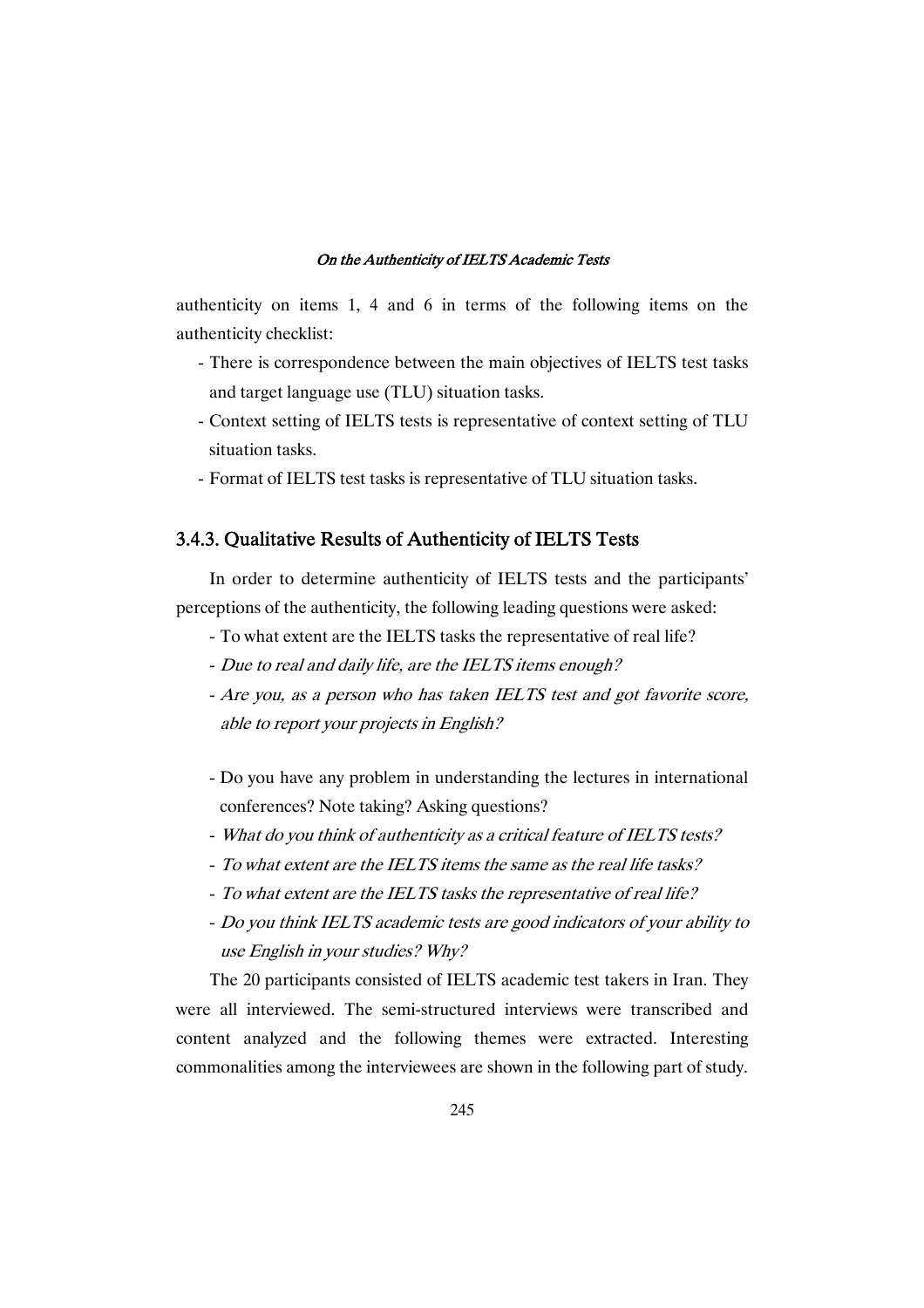authenticity on items 1, 4 and 6 in terms of the following items on the authenticity checklist:

- There is correspondence between the main objectives of IELTS test tasks and target language use (TLU) situation tasks.
- Context setting of IELTS tests is representative of context setting of TLU situation tasks.
- Format of IELTS test tasks is representative of TLU situation tasks.

### 3.4.3. Qualitative Results of Authenticity of IELTS Tests

In order to determine authenticity of IELTS tests and the participants' perceptions of the authenticity, the following leading questions were asked:

- To what extent are the IELTS tasks the representative of real life?
- *Due to real and daily life, are the IELTS items enough?*
- *Are you, as a person who has taken IELTS test and got favorite score, able to report your projects in English?*
- Do you have any problem in understanding the lectures in international conferences? Note taking? Asking questions?
- *What do you think of authenticity as a critical feature of IELTS tests?*
- *To what extent are the IELTS items the same as the real life tasks?*
- *To what extent are the IELTS tasks the representative of real life?*
- *Do you think IELTS academic tests are good indicators of your ability to use English in your studies? Why?*

The 20 participants consisted of IELTS academic test takers in Iran. They were all interviewed. The semi-structured interviews were transcribed and content analyzed and the following themes were extracted. Interesting commonalities among the interviewees are shown in the following part of study.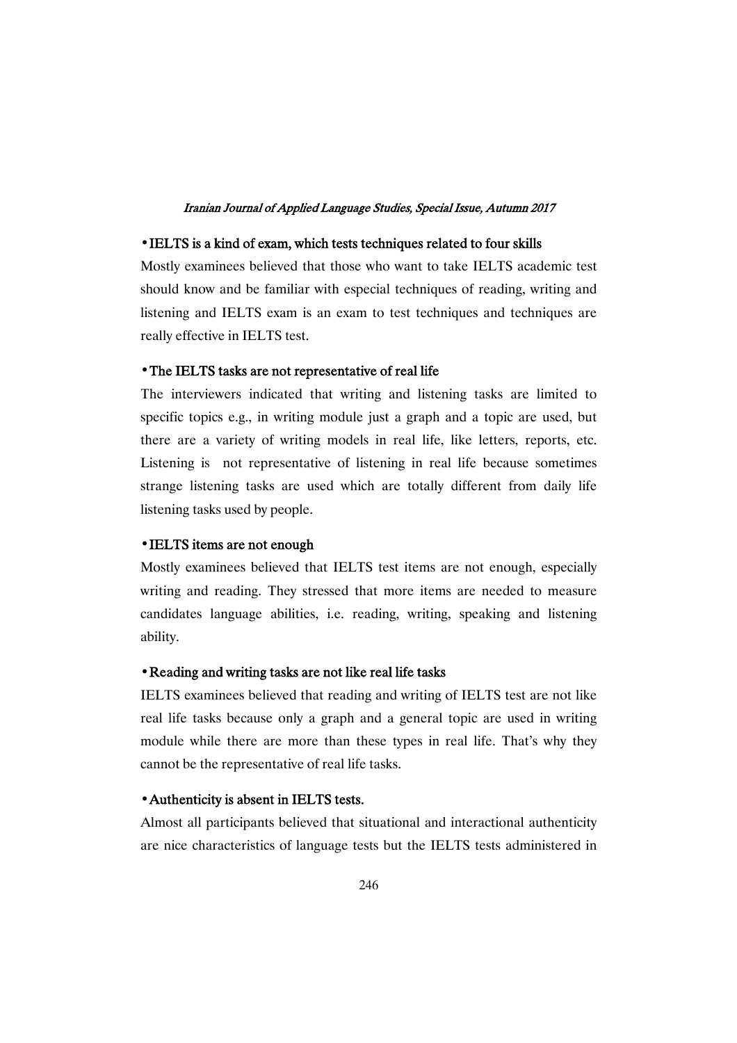- **IELTS is a kind of exam, which tests techniques related to four skills**

Mostly examinees believed that those who want to take IELTS academic test should know and be familiar with especial techniques of reading, writing and listening and IELTS exam is an exam to test techniques and techniques are really effective in IELTS test.

- **The IELTS tasks are not representative of real life**

The interviewers indicated that writing and listening tasks are limited to specific topics e.g., in writing module just a graph and a topic are used, but there are a variety of writing models in real life, like letters, reports, etc. Listening is not representative of listening in real life because sometimes strange listening tasks are used which are totally different from daily life listening tasks used by people.

- **IELTS items are not enough**

Mostly examinees believed that IELTS test items are not enough, especially writing and reading. They stressed that more items are needed to measure candidates language abilities, i.e. reading, writing, speaking and listening ability.

- **Reading and writing tasks are not like real life tasks**

IELTS examinees believed that reading and writing of IELTS test are not like real life tasks because only a graph and a general topic are used in writing module while there are more than these types in real life. That's why they cannot be the representative of real life tasks.

- **Authenticity is absent in IELTS tests.**

Almost all participants believed that situational and interactional authenticity are nice characteristics of language tests but the IELTS tests administered in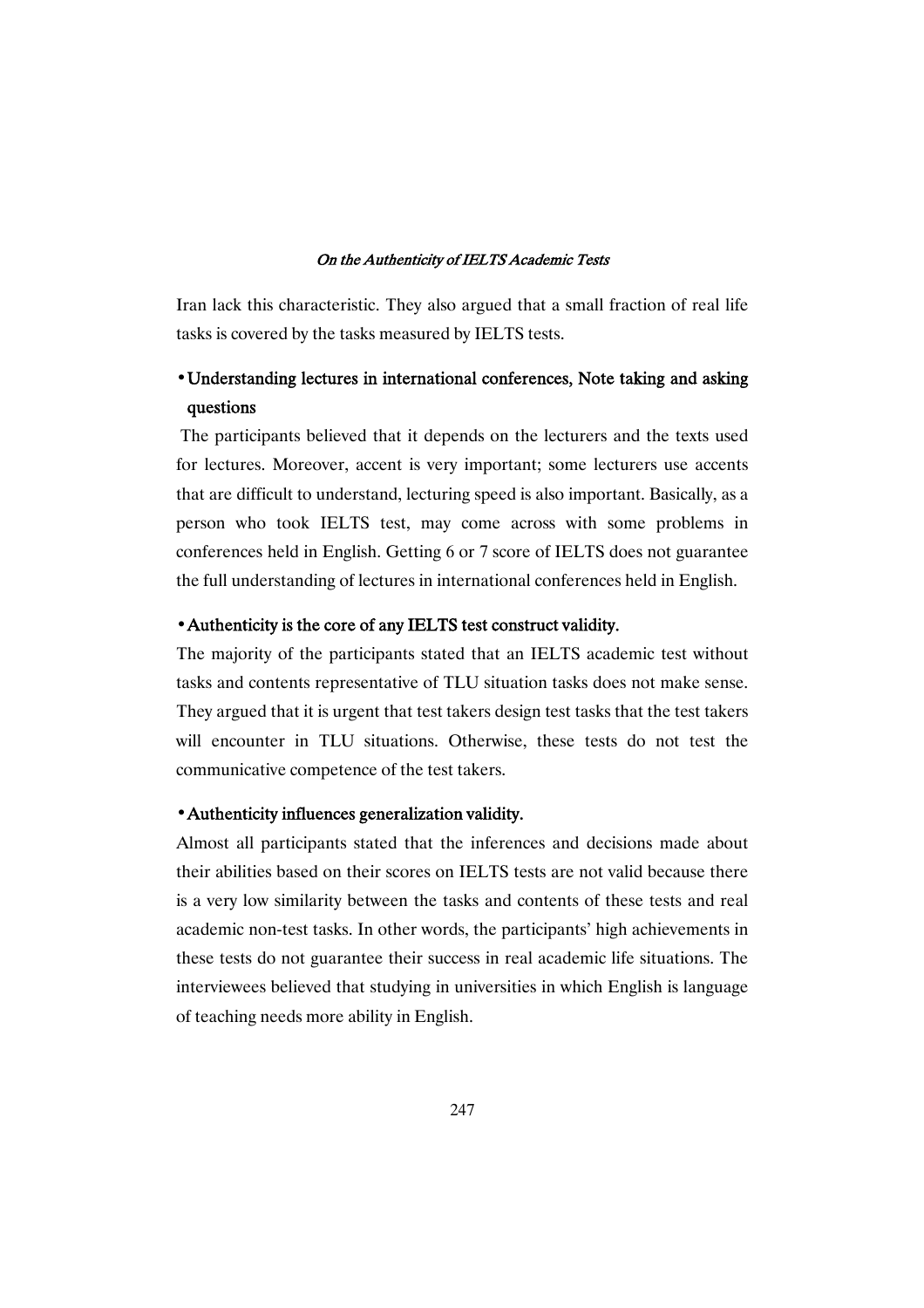Iran lack this characteristic. They also argued that a small fraction of real life tasks is covered by the tasks measured by IELTS tests.

- **Understanding lectures in international conferences, Note taking and asking questions**

The participants believed that it depends on the lecturers and the texts used for lectures. Moreover, accent is very important; some lecturers use accents that are difficult to understand, lecturing speed is also important. Basically, as a person who took IELTS test, may come across with some problems in conferences held in English. Getting 6 or 7 score of IELTS does not guarantee the full understanding of lectures in international conferences held in English.

- **Authenticity is the core of any IELTS test construct validity.**

The majority of the participants stated that an IELTS academic test without tasks and contents representative of TLU situation tasks does not make sense. They argued that it is urgent that test takers design test tasks that the test takers will encounter in TLU situations. Otherwise, these tests do not test the communicative competence of the test takers.

- **Authenticity influences generalization validity.**

Almost all participants stated that the inferences and decisions made about their abilities based on their scores on IELTS tests are not valid because there is a very low similarity between the tasks and contents of these tests and real academic non-test tasks. In other words, the participants' high achievements in these tests do not guarantee their success in real academic life situations. The interviewees believed that studying in universities in which English is language of teaching needs more ability in English.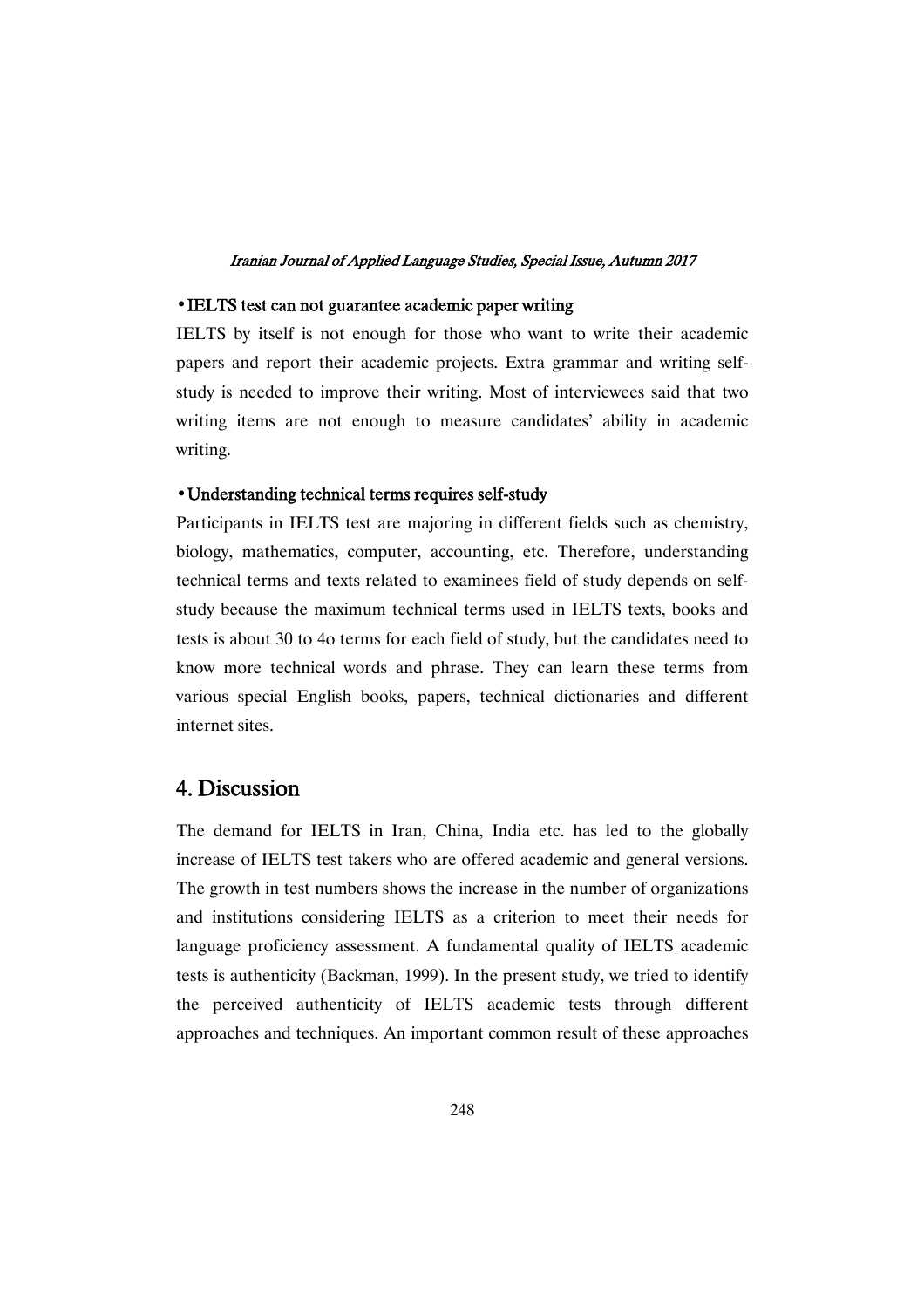- **IELTS test can not guarantee academic paper writing**

IELTS by itself is not enough for those who want to write their academic papers and report their academic projects. Extra grammar and writing self-study is needed to improve their writing. Most of interviewees said that two writing items are not enough to measure candidates' ability in academic writing.

- **Understanding technical terms requires self-study**

Participants in IELTS test are majoring in different fields such as chemistry, biology, mathematics, computer, accounting, etc. Therefore, understanding technical terms and texts related to examinees field of study depends on self-study because the maximum technical terms used in IELTS texts, books and tests is about 30 to 4o terms for each field of study, but the candidates need to know more technical words and phrase. They can learn these terms from various special English books, papers, technical dictionaries and different internet sites.

## 4. Discussion

The demand for IELTS in Iran, China, India etc. has led to the globally increase of IELTS test takers who are offered academic and general versions. The growth in test numbers shows the increase in the number of organizations and institutions considering IELTS as a criterion to meet their needs for language proficiency assessment. A fundamental quality of IELTS academic tests is authenticity (Backman, 1999). In the present study, we tried to identify the perceived authenticity of IELTS academic tests through different approaches and techniques. An important common result of these approaches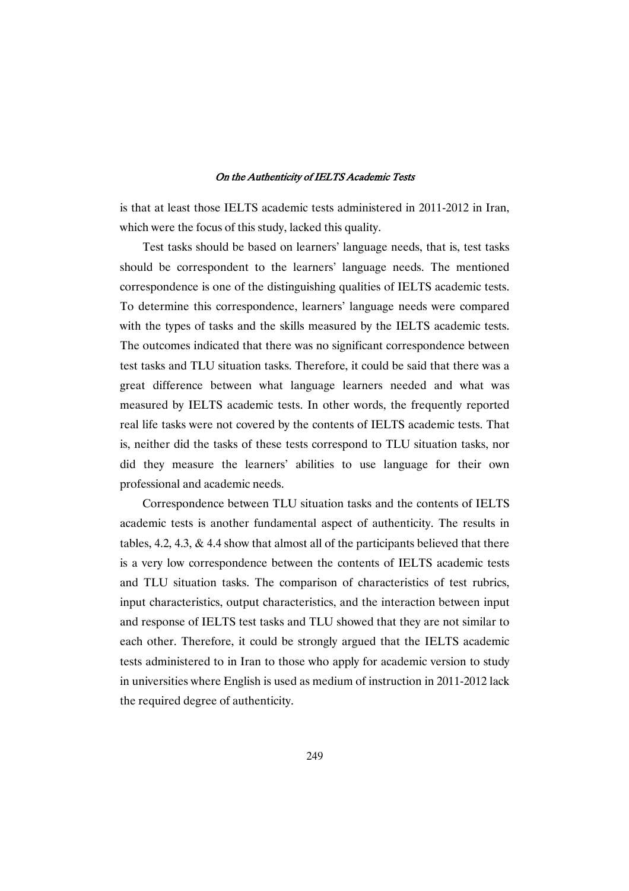is that at least those IELTS academic tests administered in 2011-2012 in Iran, which were the focus of this study, lacked this quality.

Test tasks should be based on learners' language needs, that is, test tasks should be correspondent to the learners' language needs. The mentioned correspondence is one of the distinguishing qualities of IELTS academic tests. To determine this correspondence, learners' language needs were compared with the types of tasks and the skills measured by the IELTS academic tests. The outcomes indicated that there was no significant correspondence between test tasks and TLU situation tasks. Therefore, it could be said that there was a great difference between what language learners needed and what was measured by IELTS academic tests. In other words, the frequently reported real life tasks were not covered by the contents of IELTS academic tests. That is, neither did the tasks of these tests correspond to TLU situation tasks, nor did they measure the learners' abilities to use language for their own professional and academic needs.

Correspondence between TLU situation tasks and the contents of IELTS academic tests is another fundamental aspect of authenticity. The results in tables, 4.2, 4.3, & 4.4 show that almost all of the participants believed that there is a very low correspondence between the contents of IELTS academic tests and TLU situation tasks. The comparison of characteristics of test rubrics, input characteristics, output characteristics, and the interaction between input and response of IELTS test tasks and TLU showed that they are not similar to each other. Therefore, it could be strongly argued that the IELTS academic tests administered to in Iran to those who apply for academic version to study in universities where English is used as medium of instruction in 2011-2012 lack the required degree of authenticity.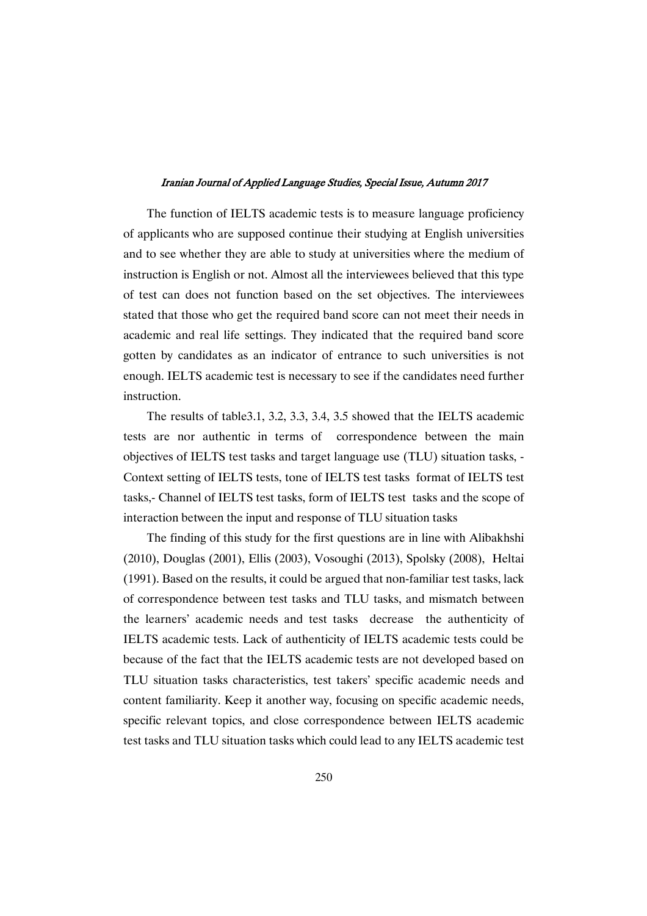The function of IELTS academic tests is to measure language proficiency of applicants who are supposed continue their studying at English universities and to see whether they are able to study at universities where the medium of instruction is English or not. Almost all the interviewees believed that this type of test can does not function based on the set objectives. The interviewees stated that those who get the required band score can not meet their needs in academic and real life settings. They indicated that the required band score gotten by candidates as an indicator of entrance to such universities is not enough. IELTS academic test is necessary to see if the candidates need further instruction.

The results of table3.1, 3.2, 3.3, 3.4, 3.5 showed that the IELTS academic tests are nor authentic in terms of correspondence between the main objectives of IELTS test tasks and target language use (TLU) situation tasks, -Context setting of IELTS tests, tone of IELTS test tasks format of IELTS test tasks,- Channel of IELTS test tasks, form of IELTS test tasks and the scope of interaction between the input and response of TLU situation tasks

The finding of this study for the first questions are in line with Alibakhshi (2010), Douglas (2001), Ellis (2003), Vosoughi (2013), Spolsky (2008), Heltai (1991). Based on the results, it could be argued that non-familiar test tasks, lack of correspondence between test tasks and TLU tasks, and mismatch between the learners' academic needs and test tasks decrease the authenticity of IELTS academic tests. Lack of authenticity of IELTS academic tests could be because of the fact that the IELTS academic tests are not developed based on TLU situation tasks characteristics, test takers' specific academic needs and content familiarity. Keep it another way, focusing on specific academic needs, specific relevant topics, and close correspondence between IELTS academic test tasks and TLU situation tasks which could lead to any IELTS academic test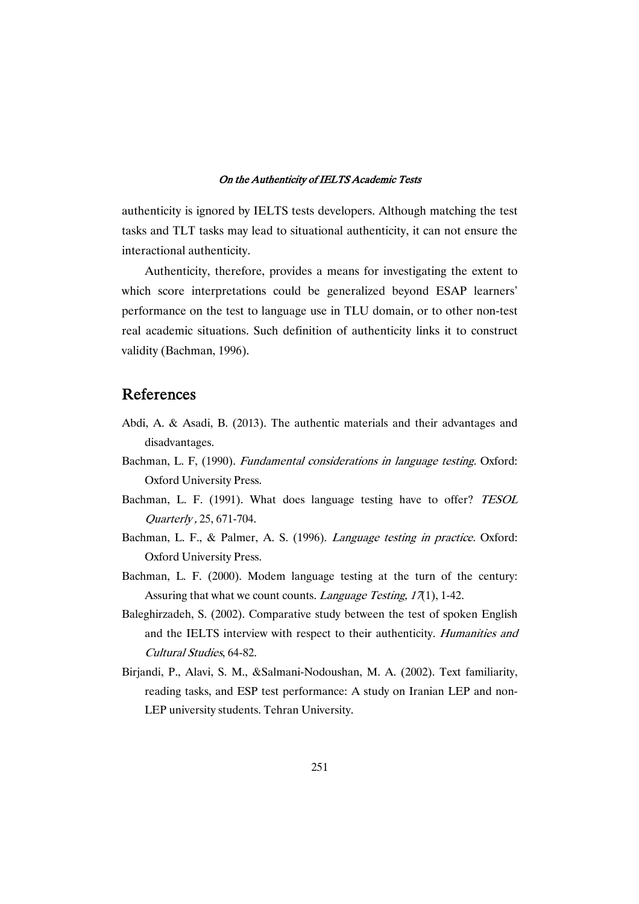authenticity is ignored by IELTS tests developers. Although matching the test tasks and TLT tasks may lead to situational authenticity, it can not ensure the interactional authenticity.

Authenticity, therefore, provides a means for investigating the extent to which score interpretations could be generalized beyond ESAP learners' performance on the test to language use in TLU domain, or to other non-test real academic situations. Such definition of authenticity links it to construct validity (Bachman, 1996).

## References

Abdi, A. & Asadi, B. (2013). The authentic materials and their advantages and disadvantages.

Bachman, L. F, (1990). *Fundamental considerations in language testing.* Oxford: Oxford University Press.

Bachman, L. F. (1991). What does language testing have to offer? *TESOL Quarterly*, 25, 671-704.

Bachman, L. F., & Palmer, A. S. (1996). *Language testing in practice.* Oxford: Oxford University Press.

Bachman, L. F. (2000). Modem language testing at the turn of the century: Assuring that what we count counts. *Language Testing, 17*(1), 1-42.

Baleghirzadeh, S. (2002). Comparative study between the test of spoken English and the IELTS interview with respect to their authenticity. *Humanities and Cultural Studies*, 64-82.

Birjandi, P., Alavi, S. M., &Salmani-Nodoushan, M. A. (2002). Text familiarity, reading tasks, and ESP test performance: A study on Iranian LEP and non-LEP university students. Tehran University.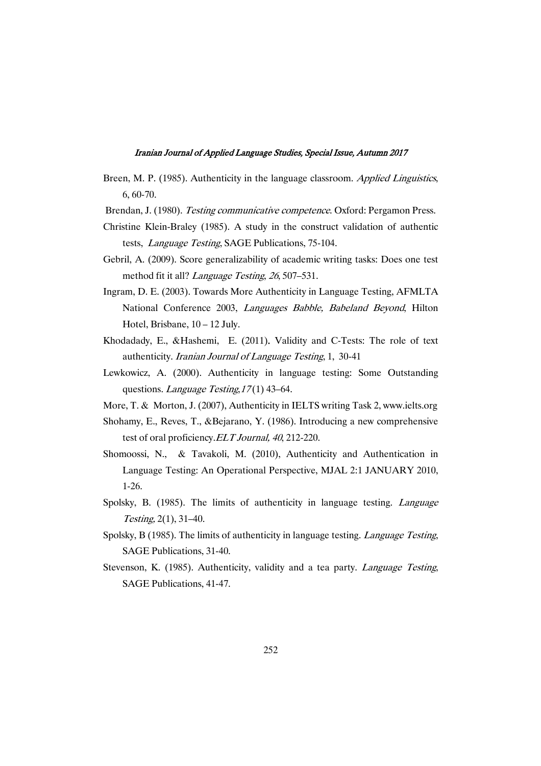Breen, M. P. (1985). Authenticity in the language classroom. *Applied Linguistics*, 6, 60-70.

Brendan, J. (1980). *Testing communicative competence*. Oxford: Pergamon Press.

Christine Klein-Braley (1985). A study in the construct validation of authentic tests, *Language Testing*, SAGE Publications, 75-104.

Gebril, A. (2009). Score generalizability of academic writing tasks: Does one test method fit it all? *Language Testing*, *26*, 507–531.

Ingram, D. E. (2003). Towards More Authenticity in Language Testing, AFMLTA National Conference 2003, *Languages Babble, Babeland Beyond*, Hilton Hotel, Brisbane, 10 – 12 July.

Khodadady, E., &Hashemi, E. (2011). Validity and C-Tests: The role of text authenticity. *Iranian Journal of Language Testing*, 1, 30-41

Lewkowicz, A. (2000). Authenticity in language testing: Some Outstanding questions. *Language Testing*,*17* (1) 43–64.

More, T. & Morton, J. (2007), Authenticity in IELTS writing Task 2, www.ielts.org

Shohamy, E., Reves, T., &Bejarano, Y. (1986). Introducing a new comprehensive test of oral proficiency.*ELT Journal, 40*, 212-220.

Shomoossi, N., & Tavakoli, M. (2010), Authenticity and Authentication in Language Testing: An Operational Perspective, MJAL 2:1 JANUARY 2010, 1-26.

Spolsky, B. (1985). The limits of authenticity in language testing. *Language Testing*, 2(1), 31–40.

Spolsky, B (1985). The limits of authenticity in language testing. *Language Testing*, SAGE Publications, 31-40.

Stevenson, K. (1985). Authenticity, validity and a tea party. *Language Testing*, SAGE Publications, 41-47.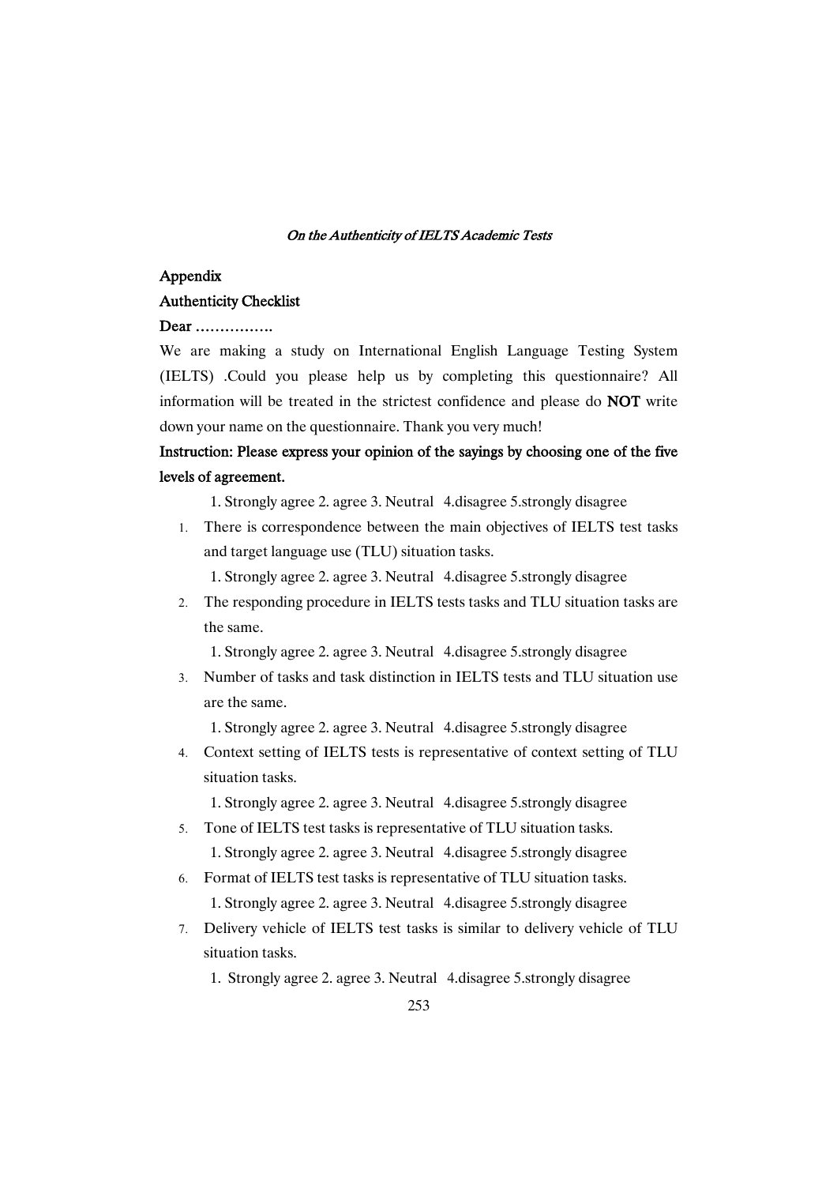## Appendix

### Authenticity Checklist

**Dear …………….**

We are making a study on International English Language Testing System (IELTS) .Could you please help us by completing this questionnaire? All information will be treated in the strictest confidence and please do **NOT** write down your name on the questionnaire. Thank you very much!

**Instruction: Please express your opinion of the sayings by choosing one of the five levels of agreement.**

1. Strongly agree 2. agree 3. Neutral 4.disagree 5.strongly disagree

1. There is correspondence between the main objectives of IELTS test tasks and target language use (TLU) situation tasks.

   1. Strongly agree 2. agree 3. Neutral 4.disagree 5.strongly disagree

2. The responding procedure in IELTS tests tasks and TLU situation tasks are the same.

   1. Strongly agree 2. agree 3. Neutral 4.disagree 5.strongly disagree

3. Number of tasks and task distinction in IELTS tests and TLU situation use are the same.

   1. Strongly agree 2. agree 3. Neutral 4.disagree 5.strongly disagree

4. Context setting of IELTS tests is representative of context setting of TLU situation tasks.

   1. Strongly agree 2. agree 3. Neutral 4.disagree 5.strongly disagree

5. Tone of IELTS test tasks is representative of TLU situation tasks.

   1. Strongly agree 2. agree 3. Neutral 4.disagree 5.strongly disagree

6. Format of IELTS test tasks is representative of TLU situation tasks.

   1. Strongly agree 2. agree 3. Neutral 4.disagree 5.strongly disagree

7. Delivery vehicle of IELTS test tasks is similar to delivery vehicle of TLU situation tasks.

   1. Strongly agree 2. agree 3. Neutral 4.disagree 5.strongly disagree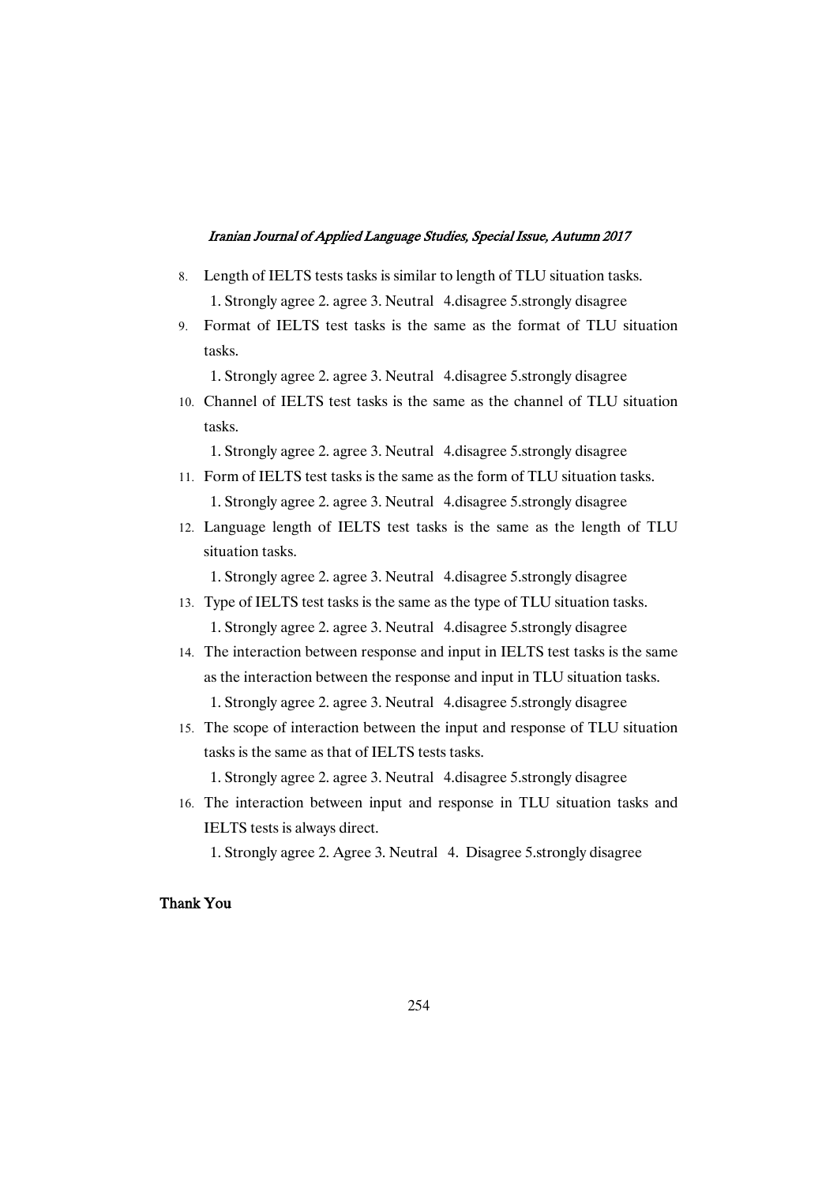8. Length of IELTS tests tasks is similar to length of TLU situation tasks.
   1. Strongly agree 2. agree 3. Neutral 4.disagree 5.strongly disagree
9. Format of IELTS test tasks is the same as the format of TLU situation tasks.
   1. Strongly agree 2. agree 3. Neutral 4.disagree 5.strongly disagree
10. Channel of IELTS test tasks is the same as the channel of TLU situation tasks.
    1. Strongly agree 2. agree 3. Neutral 4.disagree 5.strongly disagree
11. Form of IELTS test tasks is the same as the form of TLU situation tasks.
    1. Strongly agree 2. agree 3. Neutral 4.disagree 5.strongly disagree
12. Language length of IELTS test tasks is the same as the length of TLU situation tasks.
    1. Strongly agree 2. agree 3. Neutral 4.disagree 5.strongly disagree
13. Type of IELTS test tasks is the same as the type of TLU situation tasks.
    1. Strongly agree 2. agree 3. Neutral 4.disagree 5.strongly disagree
14. The interaction between response and input in IELTS test tasks is the same as the interaction between the response and input in TLU situation tasks.
    1. Strongly agree 2. agree 3. Neutral 4.disagree 5.strongly disagree
15. The scope of interaction between the input and response of TLU situation tasks is the same as that of IELTS tests tasks.
    1. Strongly agree 2. agree 3. Neutral 4.disagree 5.strongly disagree
16. The interaction between input and response in TLU situation tasks and IELTS tests is always direct.
    1. Strongly agree 2. Agree 3. Neutral 4. Disagree 5.strongly disagree

**Thank You**